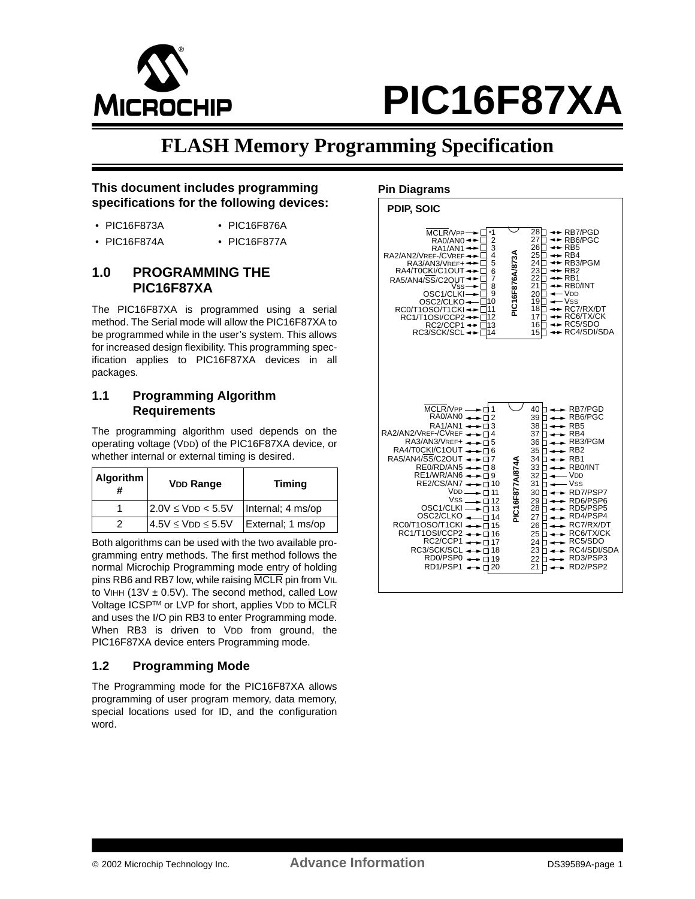# PIC16F87XA

## FLASH Memory Programming Specification

**This document includes programming specifications for the following devices:**

- PIC16F873A
- PIC16F874A
- PIC16F876A
- PIC16F877A

**Pin Diagrams**

**PDIP, SOIC**

PIC16F876A/873A

| Pin | Name | | Pin | Name |
|---|---|---|---|---|
| 1 | MCLR/VPP | | 28 | RB7/PGD |
| 2 | RA0/AN0 | | 27 | RB6/PGC |
| 3 | RA1/AN1 | | 26 | RB5 |
| 4 | RA2/AN2/VREF-/CVREF | | 25 | RB4 |
| 5 | RA3/AN3/VREF+ | | 24 | RB3/PGM |
| 6 | RA4/T0CKI/C1OUT | | 23 | RB2 |
| 7 | RA5/AN4/SS/C2OUT | | 22 | RB1 |
| 8 | VSS | | 21 | RB0/INT |
| 9 | OSC1/CLKI | | 20 | VDD |
| 10 | OSC2/CLKO | | 19 | VSS |
| 11 | RC0/T1OSO/T1CKI | | 18 | RC7/RX/DT |
| 12 | RC1/T1OSI/CCP2 | | 17 | RC6/TX/CK |
| 13 | RC2/CCP1 | | 16 | RC5/SDO |
| 14 | RC3/SCK/SCL | | 15 | RC4/SDI/SDA |

PIC16F877A/874A

| Pin | Name | | Pin | Name |
|---|---|---|---|---|
| 1 | MCLR/VPP | | 40 | RB7/PGD |
| 2 | RA0/AN0 | | 39 | RB6/PGC |
| 3 | RA1/AN1 | | 38 | RB5 |
| 4 | RA2/AN2/VREF-/CVREF | | 37 | RB4 |
| 5 | RA3/AN3/VREF+ | | 36 | RB3/PGM |
| 6 | RA4/T0CKI/C1OUT | | 35 | RB2 |
| 7 | RA5/AN4/SS/C2OUT | | 34 | RB1 |
| 8 | RE0/RD/AN5 | | 33 | RB0/INT |
| 9 | RE1/WR/AN6 | | 32 | VDD |
| 10 | RE2/CS/AN7 | | 31 | VSS |
| 11 | VDD | | 30 | RD7/PSP7 |
| 12 | VSS | | 29 | RD6/PSP6 |
| 13 | OSC1/CLKI | | 28 | RD5/PSP5 |
| 14 | OSC2/CLKO | | 27 | RD4/PSP4 |
| 15 | RC0/T1OSO/T1CKI | | 26 | RC7/RX/DT |
| 16 | RC1/T1OSI/CCP2 | | 25 | RC6/TX/CK |
| 17 | RC2/CCP1 | | 24 | RC5/SDO |
| 18 | RC3/SCK/SCL | | 23 | RC4/SDI/SDA |
| 19 | RD0/PSP0 | | 22 | RD3/PSP3 |
| 20 | RD1/PSP1 | | 21 | RD2/PSP2 |

## 1.0 PROGRAMMING THE PIC16F87XA

The PIC16F87XA is programmed using a serial method. The Serial mode will allow the PIC16F87XA to be programmed while in the user's system. This allows for increased design flexibility. This programming specification applies to PIC16F87XA devices in all packages.

### 1.1 Programming Algorithm Requirements

The programming algorithm used depends on the operating voltage ($V_{DD}$) of the PIC16F87XA device, or whether internal or external timing is desired.

| Algorithm # | VDD Range | Timing |
|---|---|---|
| 1 | $2.0V \leq V_{DD} < 5.5V$ | Internal; 4 ms/op |
| 2 | $4.5V \leq V_{DD} \leq 5.5V$ | External; 1 ms/op |

Both algorithms can be used with the two available programming entry methods. The first method follows the normal Microchip Programming mode entry of holding pins RB6 and RB7 low, while raising MCLR pin from $V_{IL}$ to $V_{IHH}$ (13V ± 0.5V). The second method, called Low Voltage ICSP™ or LVP for short, applies $V_{DD}$ to MCLR and uses the I/O pin RB3 to enter Programming mode. When RB3 is driven to $V_{DD}$ from ground, the PIC16F87XA device enters Programming mode.

### 1.2 Programming Mode

The Programming mode for the PIC16F87XA allows programming of user program memory, data memory, special locations used for ID, and the configuration word.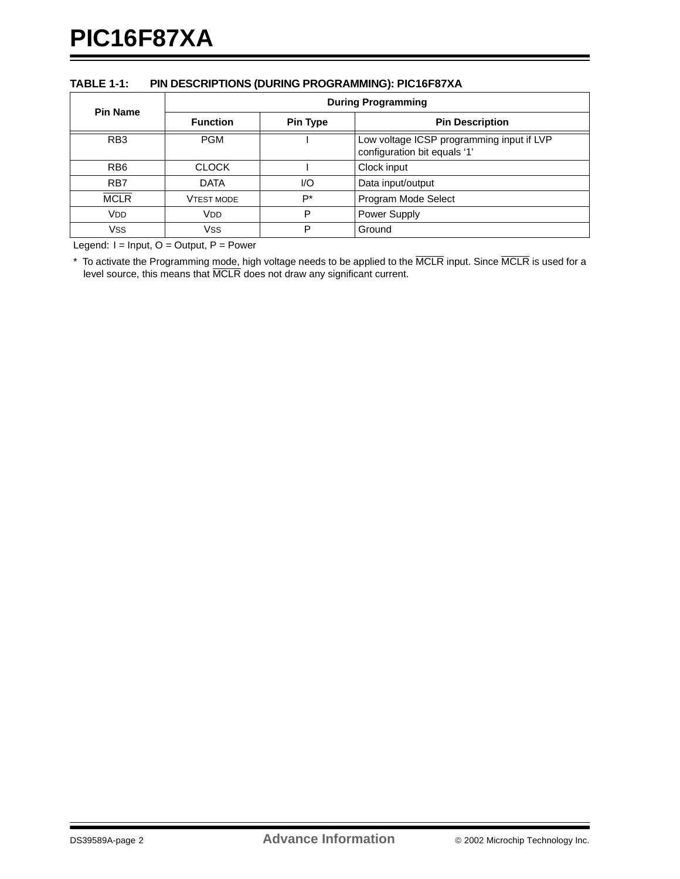**TABLE 1-1: PIN DESCRIPTIONS (DURING PROGRAMMING): PIC16F87XA**

| Pin Name | During Programming | | |
|---|---|---|---|
| | **Function** | **Pin Type** | **Pin Description** |
| RB3 | PGM | I | Low voltage ICSP programming input if LVP configuration bit equals '1' |
| RB6 | CLOCK | I | Clock input |
| RB7 | DATA | I/O | Data input/output |
| $\overline{\text{MCLR}}$ | VTEST MODE | P* | Program Mode Select |
| VDD | VDD | P | Power Supply |
| VSS | VSS | P | Ground |

Legend: I = Input, O = Output, P = Power

\* To activate the Programming mode, high voltage needs to be applied to the $\overline{\text{MCLR}}$ input. Since $\overline{\text{MCLR}}$ is used for a level source, this means that $\overline{\text{MCLR}}$ does not draw any significant current.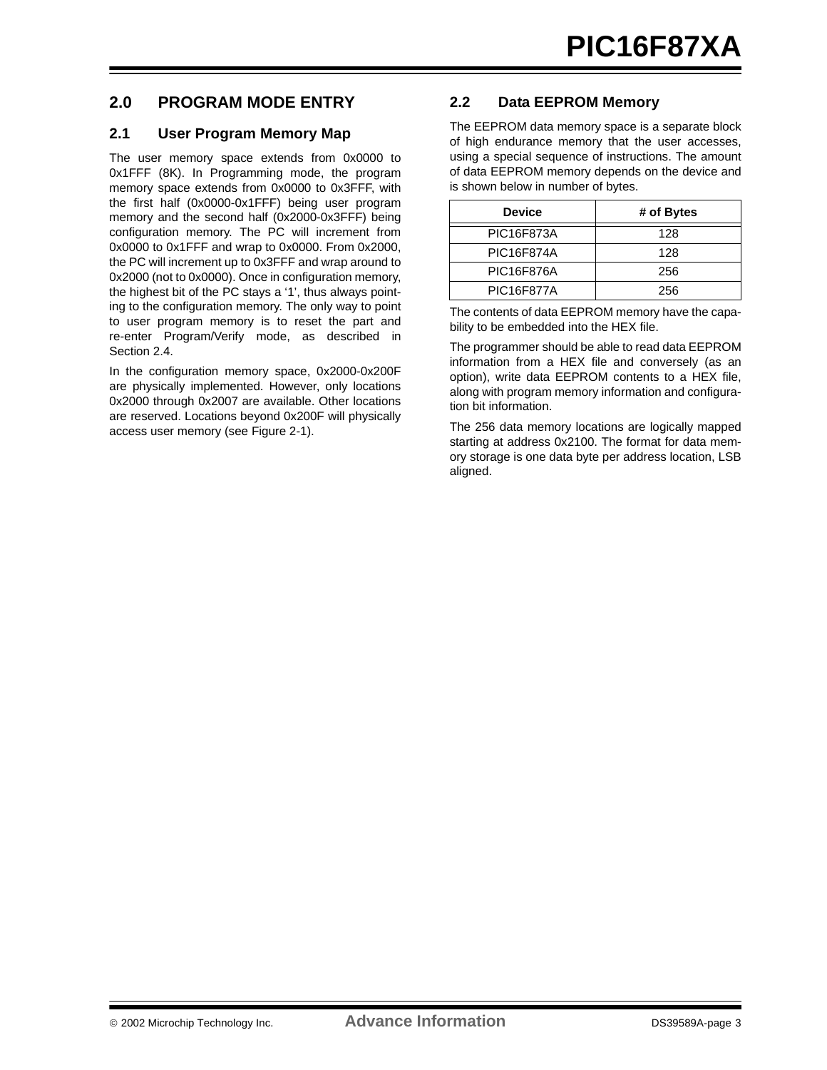# 2.0 PROGRAM MODE ENTRY

## 2.1 User Program Memory Map

The user memory space extends from 0x0000 to 0x1FFF (8K). In Programming mode, the program memory space extends from 0x0000 to 0x3FFF, with the first half (0x0000-0x1FFF) being user program memory and the second half (0x2000-0x3FFF) being configuration memory. The PC will increment from 0x0000 to 0x1FFF and wrap to 0x0000. From 0x2000, the PC will increment up to 0x3FFF and wrap around to 0x2000 (not to 0x0000). Once in configuration memory, the highest bit of the PC stays a '1', thus always pointing to the configuration memory. The only way to point to user program memory is to reset the part and re-enter Program/Verify mode, as described in Section 2.4.

In the configuration memory space, 0x2000-0x200F are physically implemented. However, only locations 0x2000 through 0x2007 are available. Other locations are reserved. Locations beyond 0x200F will physically access user memory (see Figure 2-1).

## 2.2 Data EEPROM Memory

The EEPROM data memory space is a separate block of high endurance memory that the user accesses, using a special sequence of instructions. The amount of data EEPROM memory depends on the device and is shown below in number of bytes.

| Device | # of Bytes |
|---|---|
| PIC16F873A | 128 |
| PIC16F874A | 128 |
| PIC16F876A | 256 |
| PIC16F877A | 256 |

The contents of data EEPROM memory have the capability to be embedded into the HEX file.

The programmer should be able to read data EEPROM information from a HEX file and conversely (as an option), write data EEPROM contents to a HEX file, along with program memory information and configuration bit information.

The 256 data memory locations are logically mapped starting at address 0x2100. The format for data memory storage is one data byte per address location, LSB aligned.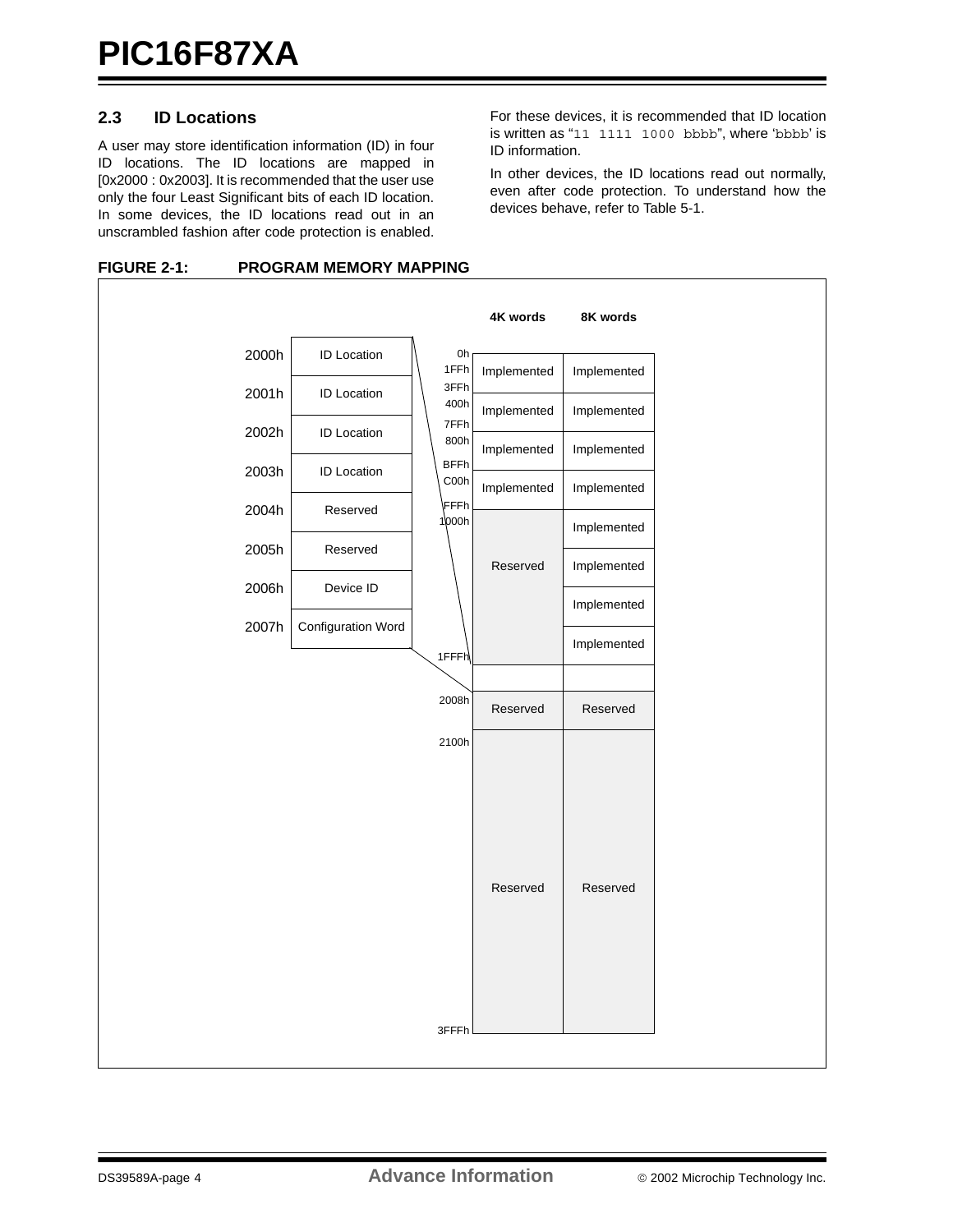## 2.3 ID Locations

A user may store identification information (ID) in four ID locations. The ID locations are mapped in [0x2000 : 0x2003]. It is recommended that the user use only the four Least Significant bits of each ID location. In some devices, the ID locations read out in an unscrambled fashion after code protection is enabled.

For these devices, it is recommended that ID location is written as "`11 1111 1000 bbbb`", where '`bbbb`' is ID information.

In other devices, the ID locations read out normally, even after code protection. To understand how the devices behave, refer to Table 5-1.

**FIGURE 2-1: PROGRAM MEMORY MAPPING**

| Address | Contents |
| --- | --- |
| 2000h | ID Location |
| 2001h | ID Location |
| 2002h | ID Location |
| 2003h | ID Location |
| 2004h | Reserved |
| 2005h | Reserved |
| 2006h | Device ID |
| 2007h | Configuration Word |

| Address Range | 4K words | 8K words |
| --- | --- | --- |
| 0h – 1FFh | Implemented | Implemented |
| 3FFh – 400h | Implemented | Implemented |
| 7FFh – 800h | Implemented | Implemented |
| BFFh – C00h | Implemented | Implemented |
| FFFh – 1000h | Reserved | Implemented |
| | | Implemented |
| | | Implemented |
| – 1FFFh | | Implemented |
| 2000h – 2007h | | |
| 2008h | Reserved | Reserved |
| 2100h – 3FFFh | Reserved | Reserved |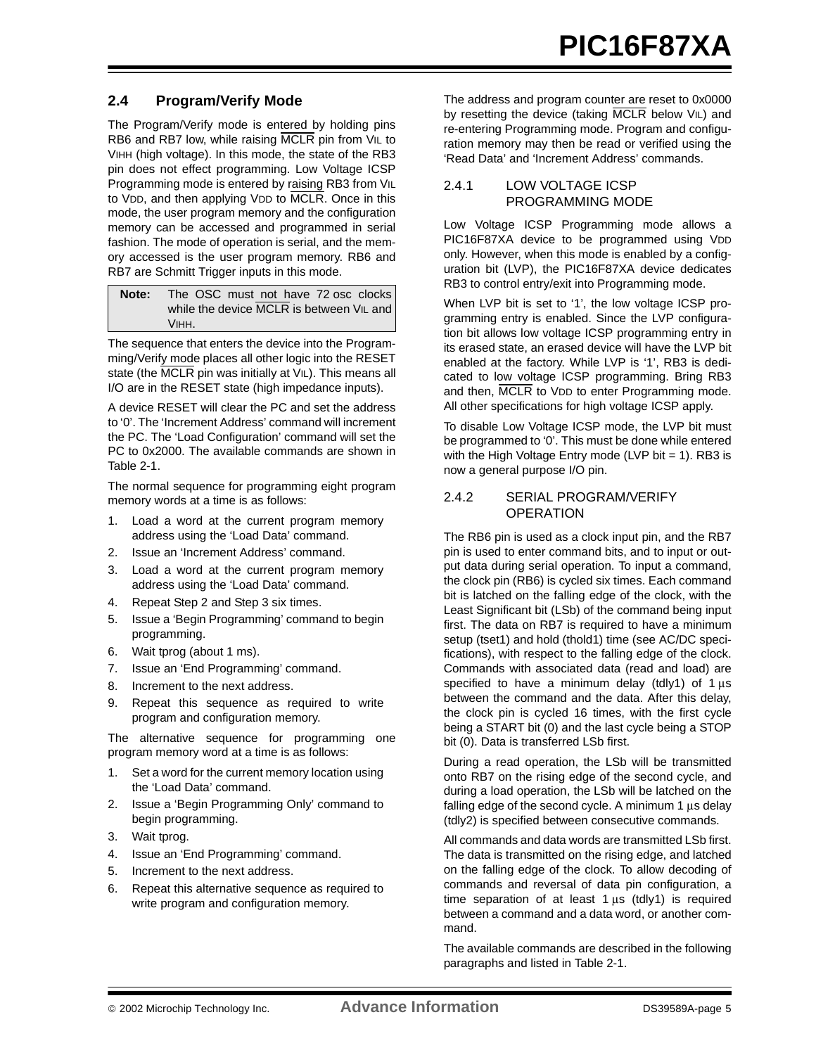## 2.4 Program/Verify Mode

The Program/Verify mode is entered by holding pins RB6 and RB7 low, while raising $\overline{MCLR}$ pin from $V_{IL}$ to $V_{IHH}$ (high voltage). In this mode, the state of the RB3 pin does not effect programming. Low Voltage ICSP Programming mode is entered by raising RB3 from $V_{IL}$ to $V_{DD}$, and then applying $V_{DD}$ to $\overline{MCLR}$. Once in this mode, the user program memory and the configuration memory can be accessed and programmed in serial fashion. The mode of operation is serial, and the memory accessed is the user program memory. RB6 and RB7 are Schmitt Trigger inputs in this mode.

| **Note:** | The OSC must not have 72 osc clocks while the device $\overline{MCLR}$ is between $V_{IL}$ and $V_{IHH}$. |
|---|---|

The sequence that enters the device into the Programming/Verify mode places all other logic into the RESET state (the $\overline{MCLR}$ pin was initially at $V_{IL}$). This means all I/O are in the RESET state (high impedance inputs).

A device RESET will clear the PC and set the address to '0'. The 'Increment Address' command will increment the PC. The 'Load Configuration' command will set the PC to 0x2000. The available commands are shown in Table 2-1.

The normal sequence for programming eight program memory words at a time is as follows:

1. Load a word at the current program memory address using the 'Load Data' command.
2. Issue an 'Increment Address' command.
3. Load a word at the current program memory address using the 'Load Data' command.
4. Repeat Step 2 and Step 3 six times.
5. Issue a 'Begin Programming' command to begin programming.
6. Wait tprog (about 1 ms).
7. Issue an 'End Programming' command.
8. Increment to the next address.
9. Repeat this sequence as required to write program and configuration memory.

The alternative sequence for programming one program memory word at a time is as follows:

1. Set a word for the current memory location using the 'Load Data' command.
2. Issue a 'Begin Programming Only' command to begin programming.
3. Wait tprog.
4. Issue an 'End Programming' command.
5. Increment to the next address.
6. Repeat this alternative sequence as required to write program and configuration memory.

The address and program counter are reset to 0x0000 by resetting the device (taking $\overline{MCLR}$ below $V_{IL}$) and re-entering Programming mode. Program and configuration memory may then be read or verified using the 'Read Data' and 'Increment Address' commands.

### 2.4.1 LOW VOLTAGE ICSP PROGRAMMING MODE

Low Voltage ICSP Programming mode allows a PIC16F87XA device to be programmed using $V_{DD}$ only. However, when this mode is enabled by a configuration bit (LVP), the PIC16F87XA device dedicates RB3 to control entry/exit into Programming mode.

When LVP bit is set to '1', the low voltage ICSP programming entry is enabled. Since the LVP configuration bit allows low voltage ICSP programming entry in its erased state, an erased device will have the LVP bit enabled at the factory. While LVP is '1', RB3 is dedicated to low voltage ICSP programming. Bring RB3 and then, $\overline{MCLR}$ to $V_{DD}$ to enter Programming mode. All other specifications for high voltage ICSP apply.

To disable Low Voltage ICSP mode, the LVP bit must be programmed to '0'. This must be done while entered with the High Voltage Entry mode (LVP bit = 1). RB3 is now a general purpose I/O pin.

### 2.4.2 SERIAL PROGRAM/VERIFY OPERATION

The RB6 pin is used as a clock input pin, and the RB7 pin is used to enter command bits, and to input or output data during serial operation. To input a command, the clock pin (RB6) is cycled six times. Each command bit is latched on the falling edge of the clock, with the Least Significant bit (LSb) of the command being input first. The data on RB7 is required to have a minimum setup (tset1) and hold (thold1) time (see AC/DC specifications), with respect to the falling edge of the clock. Commands with associated data (read and load) are specified to have a minimum delay (tdly1) of 1 µs between the command and the data. After this delay, the clock pin is cycled 16 times, with the first cycle being a START bit (0) and the last cycle being a STOP bit (0). Data is transferred LSb first.

During a read operation, the LSb will be transmitted onto RB7 on the rising edge of the second cycle, and during a load operation, the LSb will be latched on the falling edge of the second cycle. A minimum 1 µs delay (tdly2) is specified between consecutive commands.

All commands and data words are transmitted LSb first. The data is transmitted on the rising edge, and latched on the falling edge of the clock. To allow decoding of commands and reversal of data pin configuration, a time separation of at least 1 µs (tdly1) is required between a command and a data word, or another command.

The available commands are described in the following paragraphs and listed in Table 2-1.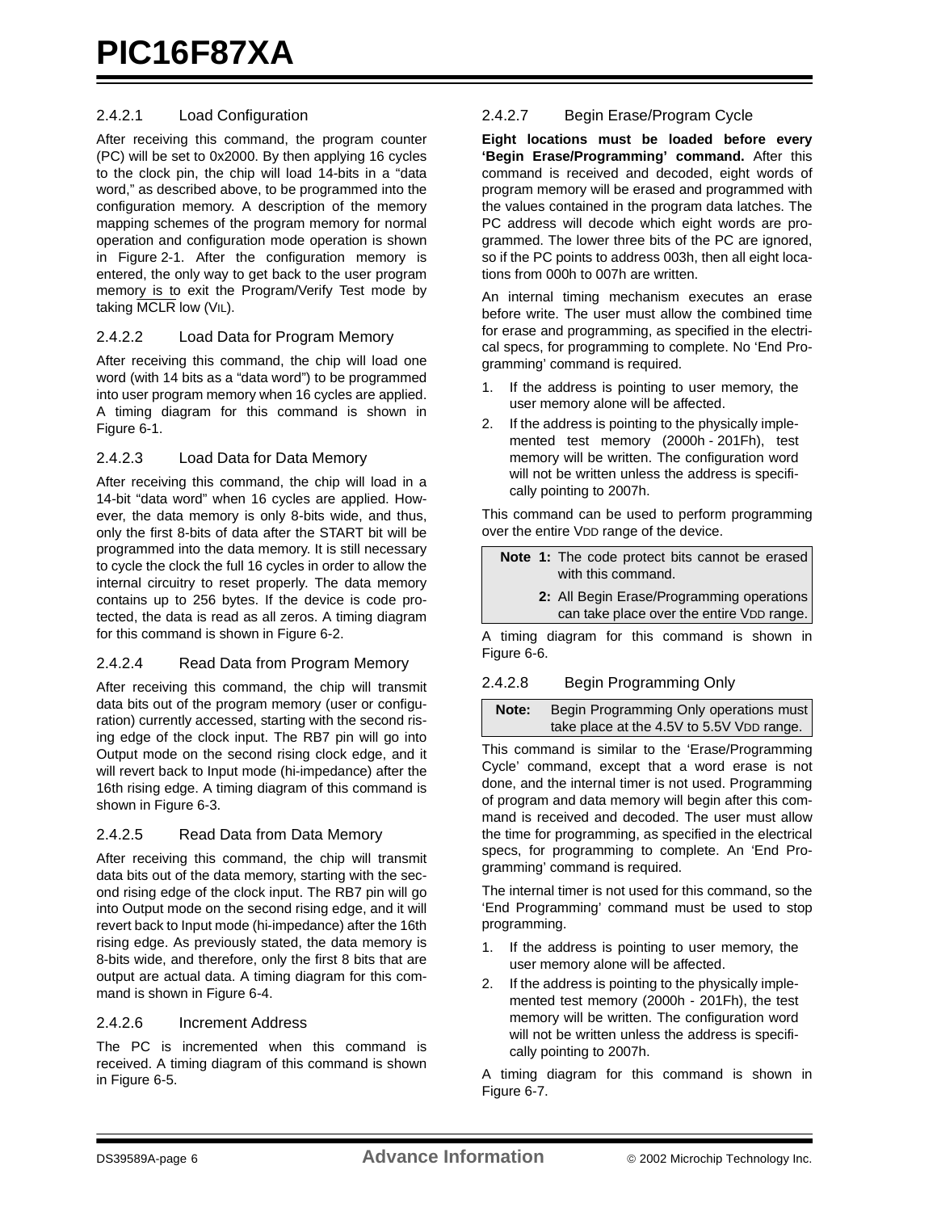#### 2.4.2.1 Load Configuration

After receiving this command, the program counter (PC) will be set to 0x2000. By then applying 16 cycles to the clock pin, the chip will load 14-bits in a "data word," as described above, to be programmed into the configuration memory. A description of the memory mapping schemes of the program memory for normal operation and configuration mode operation is shown in Figure 2-1. After the configuration memory is entered, the only way to get back to the user program memory is to exit the Program/Verify Test mode by taking $\overline{MCLR}$ low ($V_{IL}$).

#### 2.4.2.2 Load Data for Program Memory

After receiving this command, the chip will load one word (with 14 bits as a "data word") to be programmed into user program memory when 16 cycles are applied. A timing diagram for this command is shown in Figure 6-1.

#### 2.4.2.3 Load Data for Data Memory

After receiving this command, the chip will load in a 14-bit "data word" when 16 cycles are applied. However, the data memory is only 8-bits wide, and thus, only the first 8-bits of data after the START bit will be programmed into the data memory. It is still necessary to cycle the clock the full 16 cycles in order to allow the internal circuitry to reset properly. The data memory contains up to 256 bytes. If the device is code protected, the data is read as all zeros. A timing diagram for this command is shown in Figure 6-2.

#### 2.4.2.4 Read Data from Program Memory

After receiving this command, the chip will transmit data bits out of the program memory (user or configuration) currently accessed, starting with the second rising edge of the clock input. The RB7 pin will go into Output mode on the second rising clock edge, and it will revert back to Input mode (hi-impedance) after the 16th rising edge. A timing diagram of this command is shown in Figure 6-3.

#### 2.4.2.5 Read Data from Data Memory

After receiving this command, the chip will transmit data bits out of the data memory, starting with the second rising edge of the clock input. The RB7 pin will go into Output mode on the second rising edge, and it will revert back to Input mode (hi-impedance) after the 16th rising edge. As previously stated, the data memory is 8-bits wide, and therefore, only the first 8 bits that are output are actual data. A timing diagram for this command is shown in Figure 6-4.

#### 2.4.2.6 Increment Address

The PC is incremented when this command is received. A timing diagram of this command is shown in Figure 6-5.

#### 2.4.2.7 Begin Erase/Program Cycle

**Eight locations must be loaded before every 'Begin Erase/Programming' command.** After this command is received and decoded, eight words of program memory will be erased and programmed with the values contained in the program data latches. The PC address will decode which eight words are programmed. The lower three bits of the PC are ignored, so if the PC points to address 003h, then all eight locations from 000h to 007h are written.

An internal timing mechanism executes an erase before write. The user must allow the combined time for erase and programming, as specified in the electrical specs, for programming to complete. No 'End Programming' command is required.

1. If the address is pointing to user memory, the user memory alone will be affected.
2. If the address is pointing to the physically implemented test memory (2000h - 201Fh), test memory will be written. The configuration word will not be written unless the address is specifically pointing to 2007h.

This command can be used to perform programming over the entire $V_{DD}$ range of the device.

> **Note 1:** The code protect bits cannot be erased with this command.
>
> **2:** All Begin Erase/Programming operations can take place over the entire $V_{DD}$ range.

A timing diagram for this command is shown in Figure 6-6.

#### 2.4.2.8 Begin Programming Only

> **Note:** Begin Programming Only operations must take place at the 4.5V to 5.5V $V_{DD}$ range.

This command is similar to the 'Erase/Programming Cycle' command, except that a word erase is not done, and the internal timer is not used. Programming of program and data memory will begin after this command is received and decoded. The user must allow the time for programming, as specified in the electrical specs, for programming to complete. An 'End Programming' command is required.

The internal timer is not used for this command, so the 'End Programming' command must be used to stop programming.

1. If the address is pointing to user memory, the user memory alone will be affected.
2. If the address is pointing to the physically implemented test memory (2000h - 201Fh), the test memory will be written. The configuration word will not be written unless the address is specifically pointing to 2007h.

A timing diagram for this command is shown in Figure 6-7.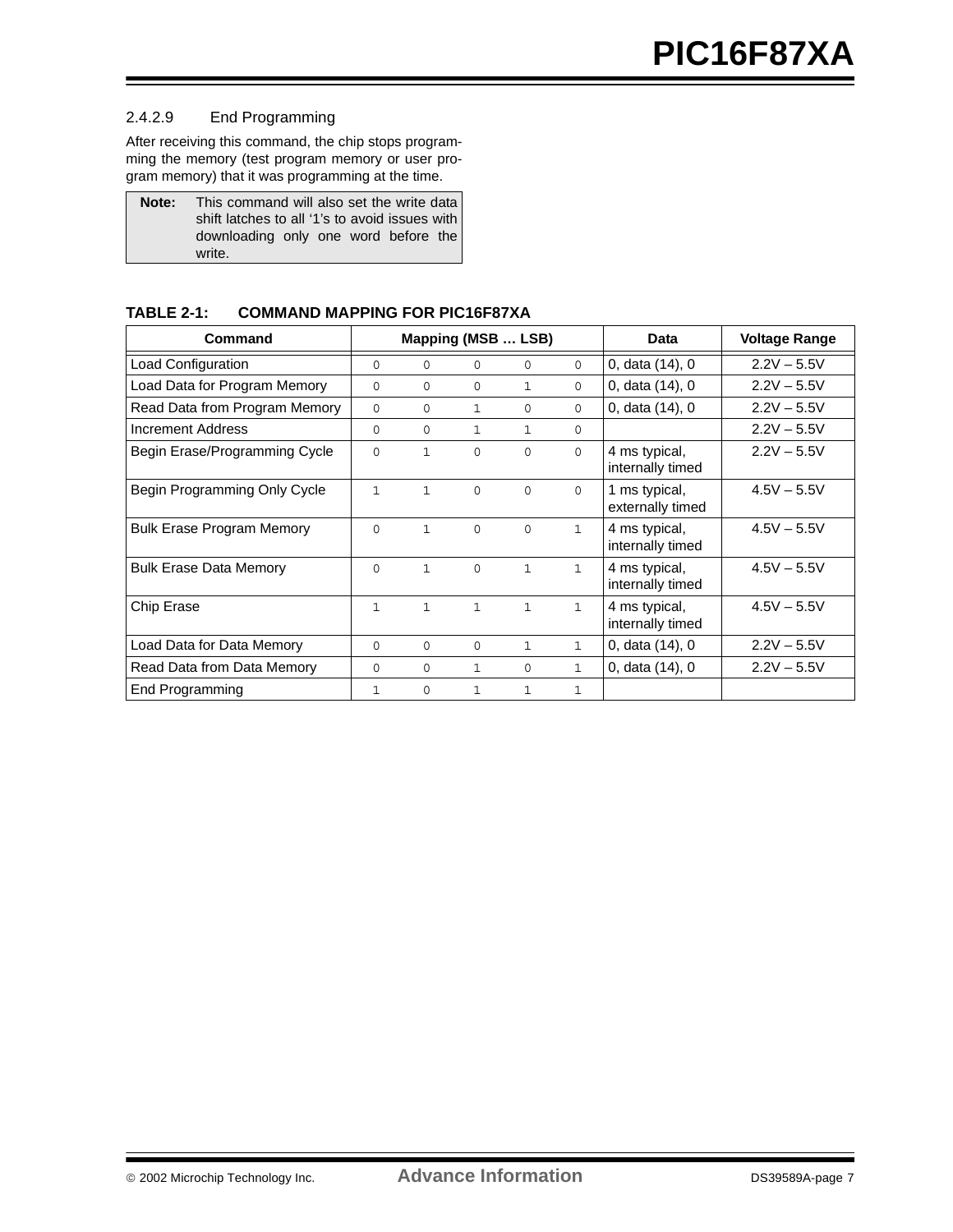#### 2.4.2.9 End Programming

After receiving this command, the chip stops programming the memory (test program memory or user program memory) that it was programming at the time.

> **Note:** This command will also set the write data shift latches to all '1's to avoid issues with downloading only one word before the write.

**TABLE 2-1: COMMAND MAPPING FOR PIC16F87XA**

| Command | Mapping (MSB … LSB) | | | | | Data | Voltage Range |
|---|---|---|---|---|---|---|---|
| Load Configuration | 0 | 0 | 0 | 0 | 0 | 0, data (14), 0 | 2.2V – 5.5V |
| Load Data for Program Memory | 0 | 0 | 0 | 1 | 0 | 0, data (14), 0 | 2.2V – 5.5V |
| Read Data from Program Memory | 0 | 0 | 1 | 0 | 0 | 0, data (14), 0 | 2.2V – 5.5V |
| Increment Address | 0 | 0 | 1 | 1 | 0 | | 2.2V – 5.5V |
| Begin Erase/Programming Cycle | 0 | 1 | 0 | 0 | 0 | 4 ms typical, internally timed | 2.2V – 5.5V |
| Begin Programming Only Cycle | 1 | 1 | 0 | 0 | 0 | 1 ms typical, externally timed | 4.5V – 5.5V |
| Bulk Erase Program Memory | 0 | 1 | 0 | 0 | 1 | 4 ms typical, internally timed | 4.5V – 5.5V |
| Bulk Erase Data Memory | 0 | 1 | 0 | 1 | 1 | 4 ms typical, internally timed | 4.5V – 5.5V |
| Chip Erase | 1 | 1 | 1 | 1 | 1 | 4 ms typical, internally timed | 4.5V – 5.5V |
| Load Data for Data Memory | 0 | 0 | 0 | 1 | 1 | 0, data (14), 0 | 2.2V – 5.5V |
| Read Data from Data Memory | 0 | 0 | 1 | 0 | 1 | 0, data (14), 0 | 2.2V – 5.5V |
| End Programming | 1 | 0 | 1 | 1 | 1 | | |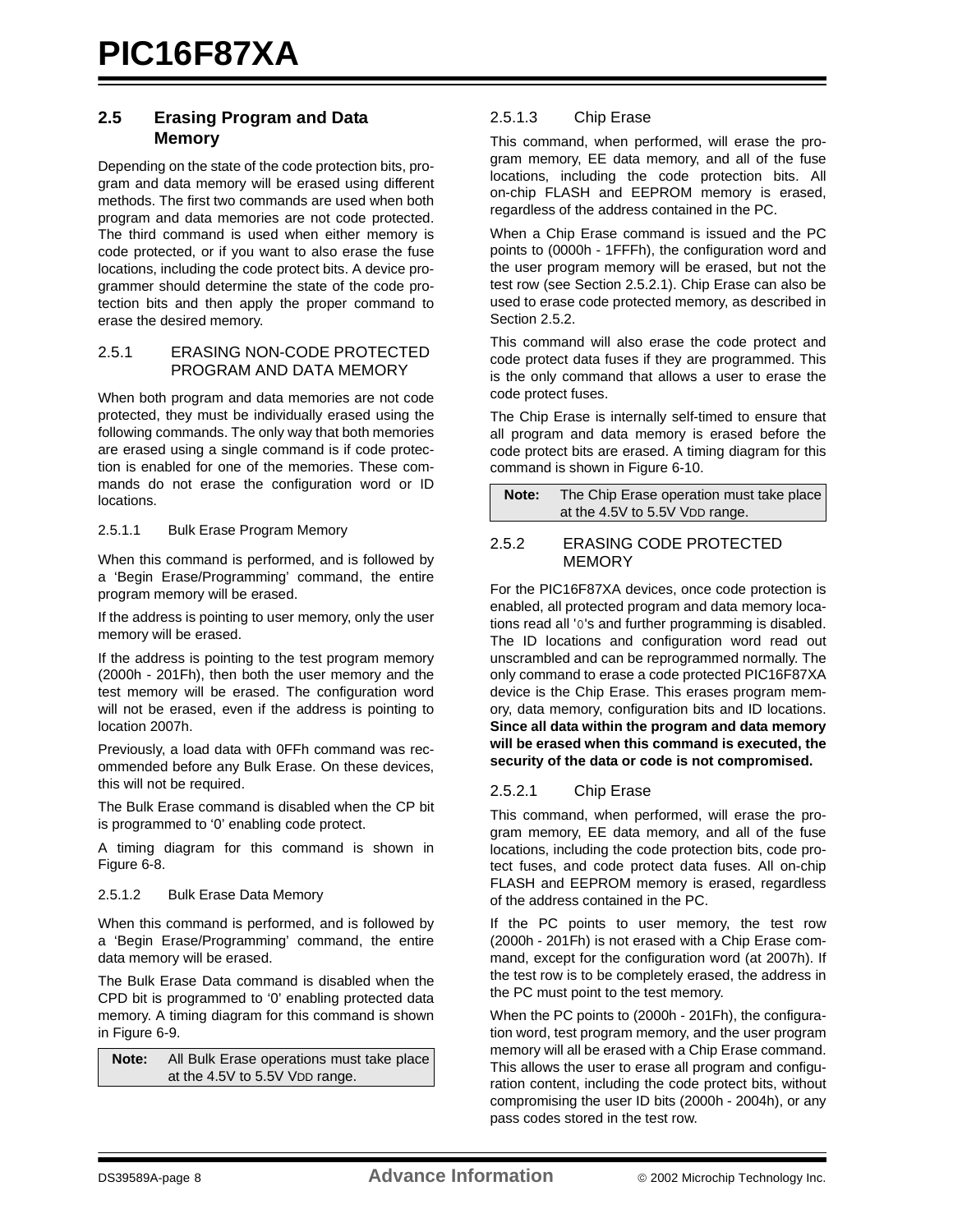## 2.5 Erasing Program and Data Memory

Depending on the state of the code protection bits, program and data memory will be erased using different methods. The first two commands are used when both program and data memories are not code protected. The third command is used when either memory is code protected, or if you want to also erase the fuse locations, including the code protect bits. A device programmer should determine the state of the code protection bits and then apply the proper command to erase the desired memory.

### 2.5.1 ERASING NON-CODE PROTECTED PROGRAM AND DATA MEMORY

When both program and data memories are not code protected, they must be individually erased using the following commands. The only way that both memories are erased using a single command is if code protection is enabled for one of the memories. These commands do not erase the configuration word or ID locations.

#### 2.5.1.1 Bulk Erase Program Memory

When this command is performed, and is followed by a 'Begin Erase/Programming' command, the entire program memory will be erased.

If the address is pointing to user memory, only the user memory will be erased.

If the address is pointing to the test program memory (2000h - 201Fh), then both the user memory and the test memory will be erased. The configuration word will not be erased, even if the address is pointing to location 2007h.

Previously, a load data with 0FFh command was recommended before any Bulk Erase. On these devices, this will not be required.

The Bulk Erase command is disabled when the CP bit is programmed to '0' enabling code protect.

A timing diagram for this command is shown in Figure 6-8.

#### 2.5.1.2 Bulk Erase Data Memory

When this command is performed, and is followed by a 'Begin Erase/Programming' command, the entire data memory will be erased.

The Bulk Erase Data command is disabled when the CPD bit is programmed to '0' enabling protected data memory. A timing diagram for this command is shown in Figure 6-9.

| **Note:** | All Bulk Erase operations must take place at the 4.5V to 5.5V $V_{DD}$ range. |
|---|---|

#### 2.5.1.3 Chip Erase

This command, when performed, will erase the program memory, EE data memory, and all of the fuse locations, including the code protection bits. All on-chip FLASH and EEPROM memory is erased, regardless of the address contained in the PC.

When a Chip Erase command is issued and the PC points to (0000h - 1FFFh), the configuration word and the user program memory will be erased, but not the test row (see Section 2.5.2.1). Chip Erase can also be used to erase code protected memory, as described in Section 2.5.2.

This command will also erase the code protect and code protect data fuses if they are programmed. This is the only command that allows a user to erase the code protect fuses.

The Chip Erase is internally self-timed to ensure that all program and data memory is erased before the code protect bits are erased. A timing diagram for this command is shown in Figure 6-10.

| **Note:** | The Chip Erase operation must take place at the 4.5V to 5.5V $V_{DD}$ range. |
|---|---|

### 2.5.2 ERASING CODE PROTECTED MEMORY

For the PIC16F87XA devices, once code protection is enabled, all protected program and data memory locations read all '0's and further programming is disabled. The ID locations and configuration word read out unscrambled and can be reprogrammed normally. The only command to erase a code protected PIC16F87XA device is the Chip Erase. This erases program memory, data memory, configuration bits and ID locations. **Since all data within the program and data memory will be erased when this command is executed, the security of the data or code is not compromised.**

#### 2.5.2.1 Chip Erase

This command, when performed, will erase the program memory, EE data memory, and all of the fuse locations, including the code protection bits, code protect fuses, and code protect data fuses. All on-chip FLASH and EEPROM memory is erased, regardless of the address contained in the PC.

If the PC points to user memory, the test row (2000h - 201Fh) is not erased with a Chip Erase command, except for the configuration word (at 2007h). If the test row is to be completely erased, the address in the PC must point to the test memory.

When the PC points to (2000h - 201Fh), the configuration word, test program memory, and the user program memory will all be erased with a Chip Erase command. This allows the user to erase all program and configuration content, including the code protect bits, without compromising the user ID bits (2000h - 2004h), or any pass codes stored in the test row.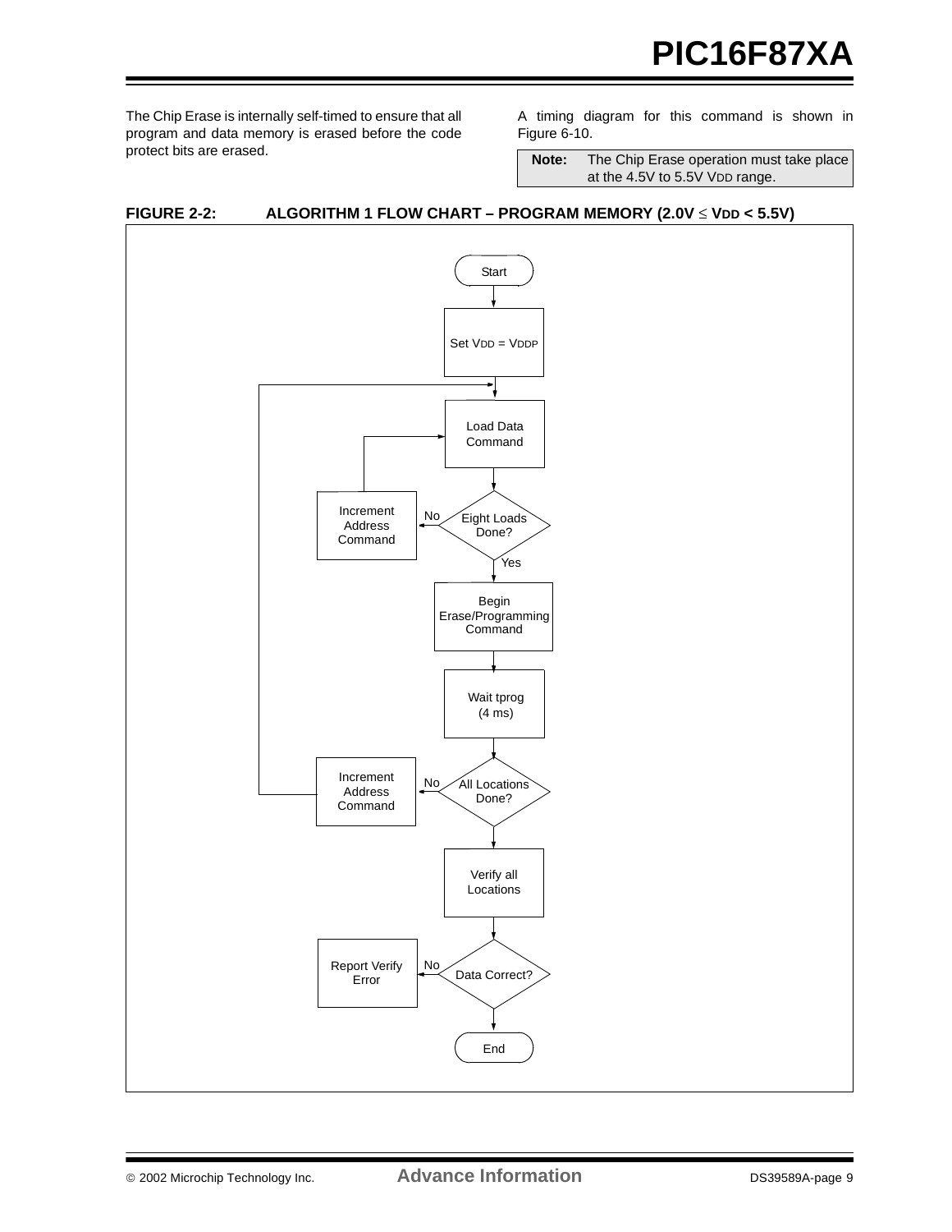The Chip Erase is internally self-timed to ensure that all program and data memory is erased before the code protect bits are erased.

A timing diagram for this command is shown in Figure 6-10.

| **Note:** | The Chip Erase operation must take place at the 4.5V to 5.5V VDD range. |
|---|---|

**FIGURE 2-2: ALGORITHM 1 FLOW CHART – PROGRAM MEMORY (2.0V ≤ VDD < 5.5V)**

Start

Set VDD = VDDP

Load Data Command

Eight Loads Done? — No → Increment Address Command (→ Load Data Command); Yes ↓

Begin Erase/Programming Command

Wait tprog (4 ms)

All Locations Done? — No → Increment Address Command (→ Load Data Command)

Verify all Locations

Data Correct? — No → Report Verify Error

End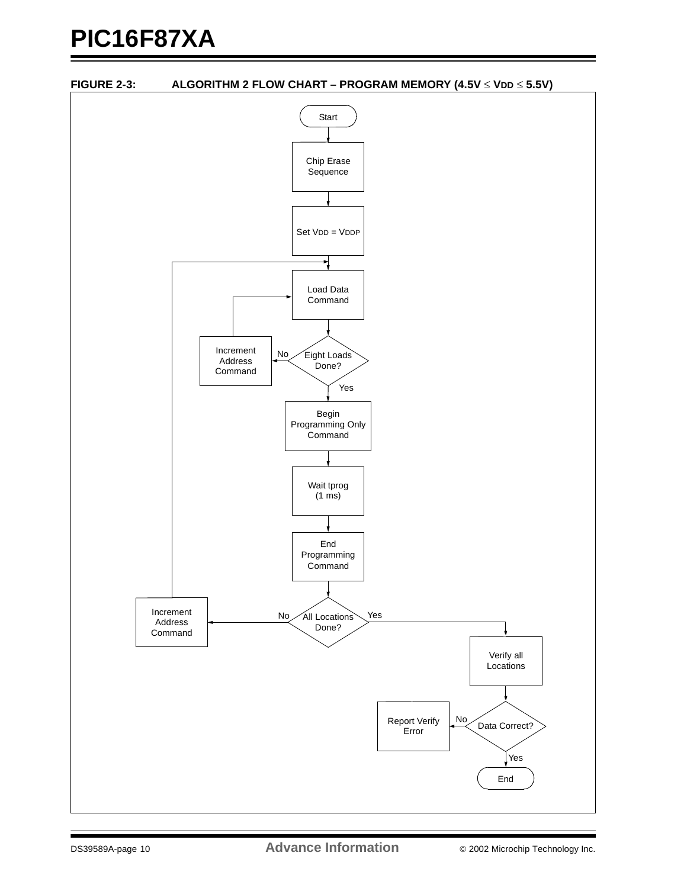**FIGURE 2-3: ALGORITHM 2 FLOW CHART – PROGRAM MEMORY (4.5V ≤ VDD ≤ 5.5V)**

Start

Chip Erase Sequence

Set VDD = VDDP

Load Data Command

Eight Loads Done?

No → Increment Address Command

Yes

Begin Programming Only Command

Wait tprog (1 ms)

End Programming Command

All Locations Done?

No → Increment Address Command

Yes

Verify all Locations

Data Correct?

No → Report Verify Error

Yes

End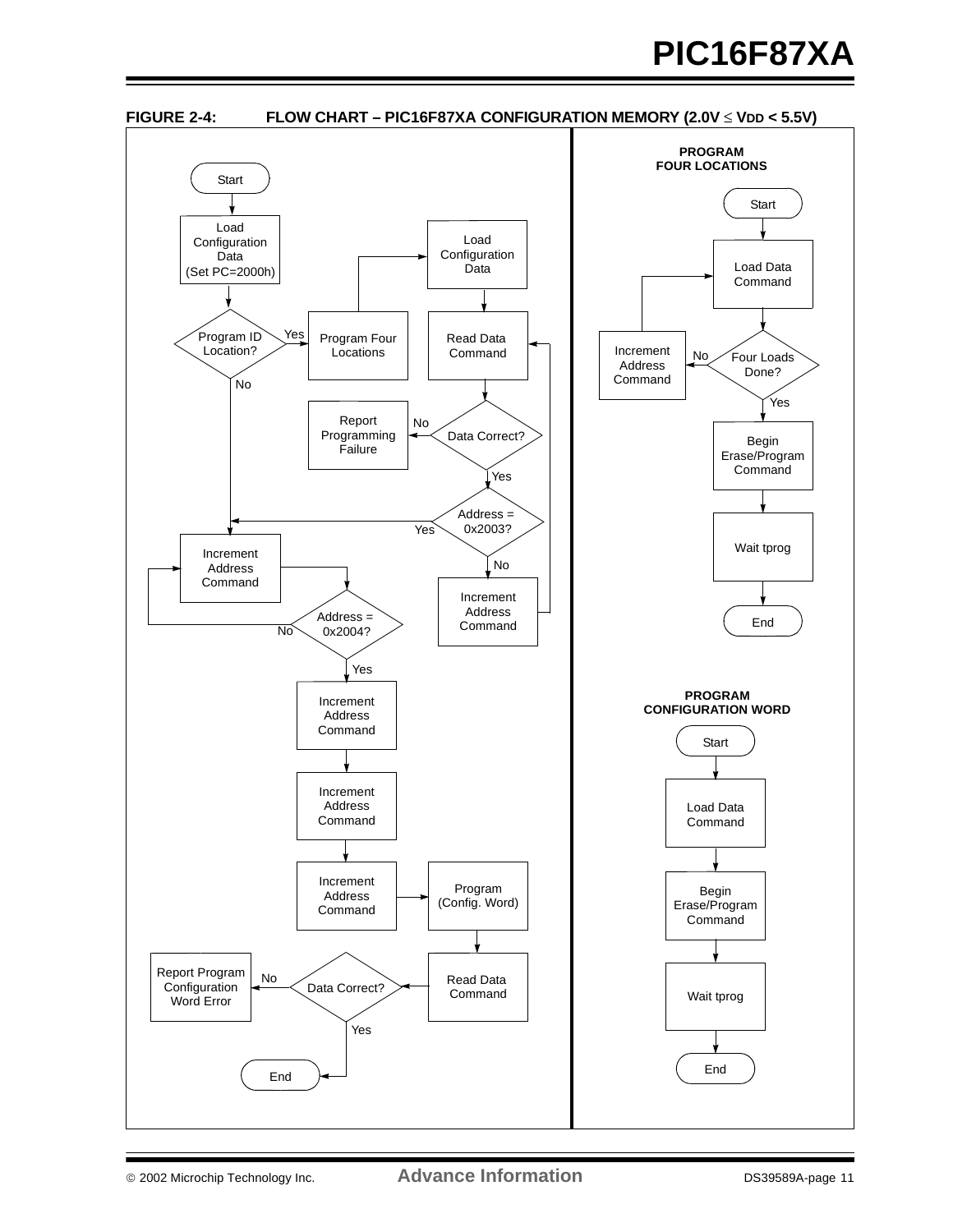**FIGURE 2-4: FLOW CHART – PIC16F87XA CONFIGURATION MEMORY (2.0V ≤ VDD < 5.5V)**

Start

Load Configuration Data (Set PC=2000h)

Program ID Location?

Yes

Program Four Locations

Load Configuration Data

Read Data Command

Report Programming Failure

No

Data Correct?

Yes

Address = 0x2003?

Yes

No

Increment Address Command

No

Increment Address Command

Address = 0x2004?

No

Yes

Increment Address Command

Increment Address Command

Increment Address Command

Program (Config. Word)

Report Program Configuration Word Error

No

Data Correct?

Read Data Command

Yes

End

**PROGRAM FOUR LOCATIONS**

Start

Load Data Command

Increment Address Command

No

Four Loads Done?

Yes

Begin Erase/Program Command

Wait tprog

End

**PROGRAM CONFIGURATION WORD**

Start

Load Data Command

Begin Erase/Program Command

Wait tprog

End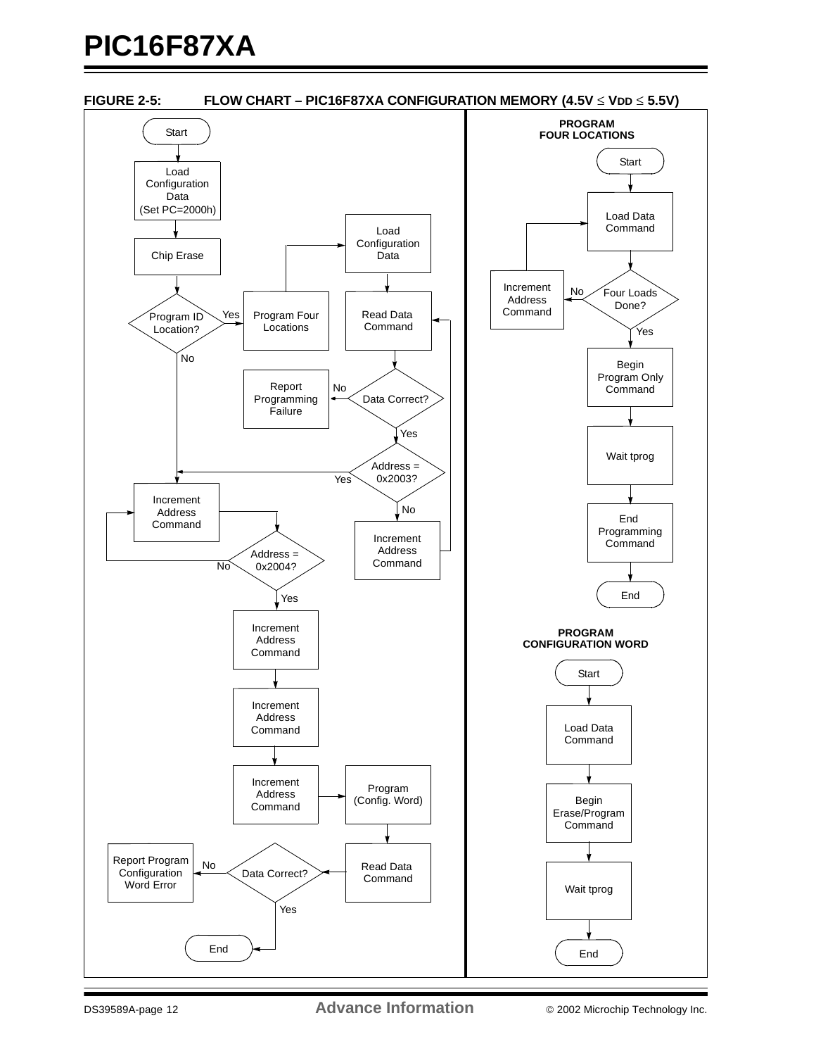**FIGURE 2-5: FLOW CHART – PIC16F87XA CONFIGURATION MEMORY (4.5V ≤ VDD ≤ 5.5V)**

Start

Load Configuration Data (Set PC=2000h)

Chip Erase

Program ID Location? — Yes → Program Four Locations → Load Configuration Data → Read Data Command

Data Correct? — No → Report Programming Failure

Yes

Address = 0x2003? — No → Increment Address Command → (back to Read Data Command)

Yes

No (from Program ID Location?)

Increment Address Command

Address = 0x2004? — No → (back to Increment Address Command)

Yes

Increment Address Command

Increment Address Command

Increment Address Command → Program (Config. Word) → Read Data Command

Data Correct? — No → Report Program Configuration Word Error

Yes

End

**PROGRAM FOUR LOCATIONS**

Start

Load Data Command

Four Loads Done? — No → Increment Address Command → (back to Load Data Command)

Yes

Begin Program Only Command

Wait tprog

End Programming Command

End

**PROGRAM CONFIGURATION WORD**

Start

Load Data Command

Begin Erase/Program Command

Wait tprog

End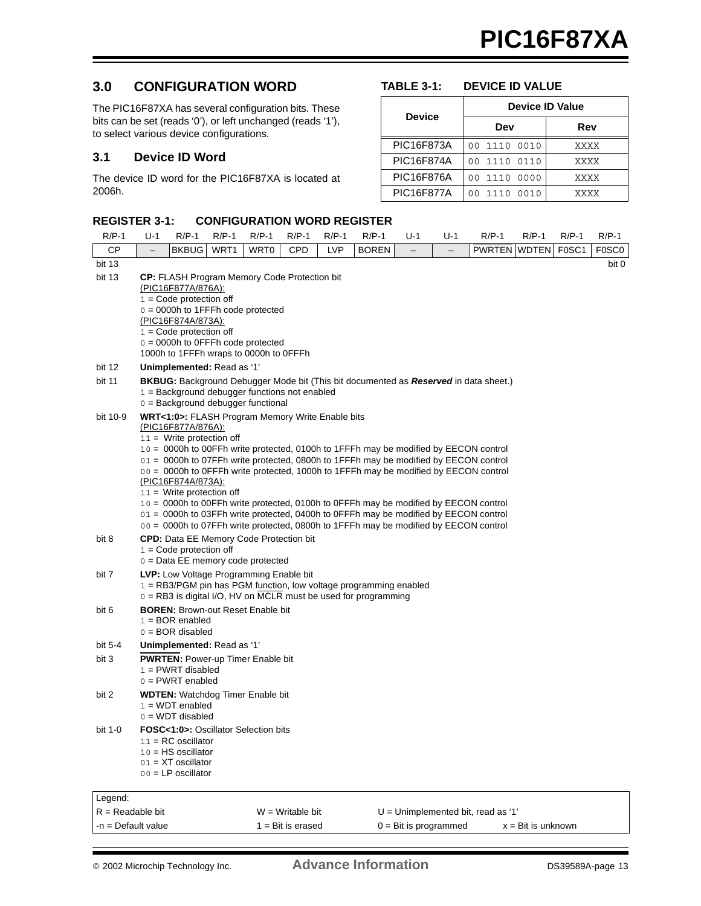## 3.0 CONFIGURATION WORD

The PIC16F87XA has several configuration bits. These bits can be set (reads '0'), or left unchanged (reads '1'), to select various device configurations.

### 3.1 Device ID Word

The device ID word for the PIC16F87XA is located at 2006h.

**TABLE 3-1: DEVICE ID VALUE**

| Device | Device ID Value | |
|---|---|---|
| | Dev | Rev |
| PIC16F873A | 00 1110 0010 | XXXX |
| PIC16F874A | 00 1110 0110 | XXXX |
| PIC16F876A | 00 1110 0000 | XXXX |
| PIC16F877A | 00 1110 0010 | XXXX |

**REGISTER 3-1: CONFIGURATION WORD REGISTER**

| R/P-1 | U-1 | R/P-1 | R/P-1 | R/P-1 | R/P-1 | R/P-1 | R/P-1 | U-1 | U-1 | R/P-1 | R/P-1 | R/P-1 | R/P-1 |
|---|---|---|---|---|---|---|---|---|---|---|---|---|---|
| CP | – | BKBUG | WRT1 | WRT0 | CPD | LVP | BOREN | – | – | $\overline{\text{PWRTEN}}$ | WDTEN | F0SC1 | F0SC0 |
| bit 13 | | | | | | | | | | | | | bit 0 |

bit 13 **CP:** FLASH Program Memory Code Protection bit
(PIC16F877A/876A):
1 = Code protection off
0 = 0000h to 1FFFh code protected
(PIC16F874A/873A):
1 = Code protection off
0 = 0000h to 0FFFh code protected
1000h to 1FFFh wraps to 0000h to 0FFFh

bit 12 **Unimplemented:** Read as '1'

bit 11 **BKBUG:** Background Debugger Mode bit (This bit documented as ***Reserved*** in data sheet.)
1 = Background debugger functions not enabled
0 = Background debugger functional

bit 10-9 **WRT<1:0>:** FLASH Program Memory Write Enable bits
(PIC16F877A/876A):
11 = Write protection off
10 = 0000h to 00FFh write protected, 0100h to 1FFFh may be modified by EECON control
01 = 0000h to 07FFh write protected, 0800h to 1FFFh may be modified by EECON control
00 = 0000h to 0FFFh write protected, 1000h to 1FFFh may be modified by EECON control
(PIC16F874A/873A):
11 = Write protection off
10 = 0000h to 00FFh write protected, 0100h to 0FFFh may be modified by EECON control
01 = 0000h to 03FFh write protected, 0400h to 0FFFh may be modified by EECON control
00 = 0000h to 07FFh write protected, 0800h to 1FFFh may be modified by EECON control

bit 8 **CPD:** Data EE Memory Code Protection bit
1 = Code protection off
0 = Data EE memory code protected

bit 7 **LVP:** Low Voltage Programming Enable bit
1 = RB3/PGM pin has PGM function, low voltage programming enabled
0 = RB3 is digital I/O, HV on $\overline{\text{MCLR}}$ must be used for programming

bit 6 **BOREN:** Brown-out Reset Enable bit
1 = BOR enabled
0 = BOR disabled

bit 5-4 **Unimplemented:** Read as '1'

bit 3 **$\overline{\text{PWRTEN}}$:** Power-up Timer Enable bit
1 = PWRT disabled
0 = PWRT enabled

bit 2 **WDTEN:** Watchdog Timer Enable bit
1 = WDT enabled
0 = WDT disabled

bit 1-0 **FOSC<1:0>:** Oscillator Selection bits
11 = RC oscillator
10 = HS oscillator
01 = XT oscillator
00 = LP oscillator

| Legend: | | | |
|---|---|---|---|
| R = Readable bit | W = Writable bit | U = Unimplemented bit, read as '1' | |
| -n = Default value | 1 = Bit is erased | 0 = Bit is programmed | x = Bit is unknown |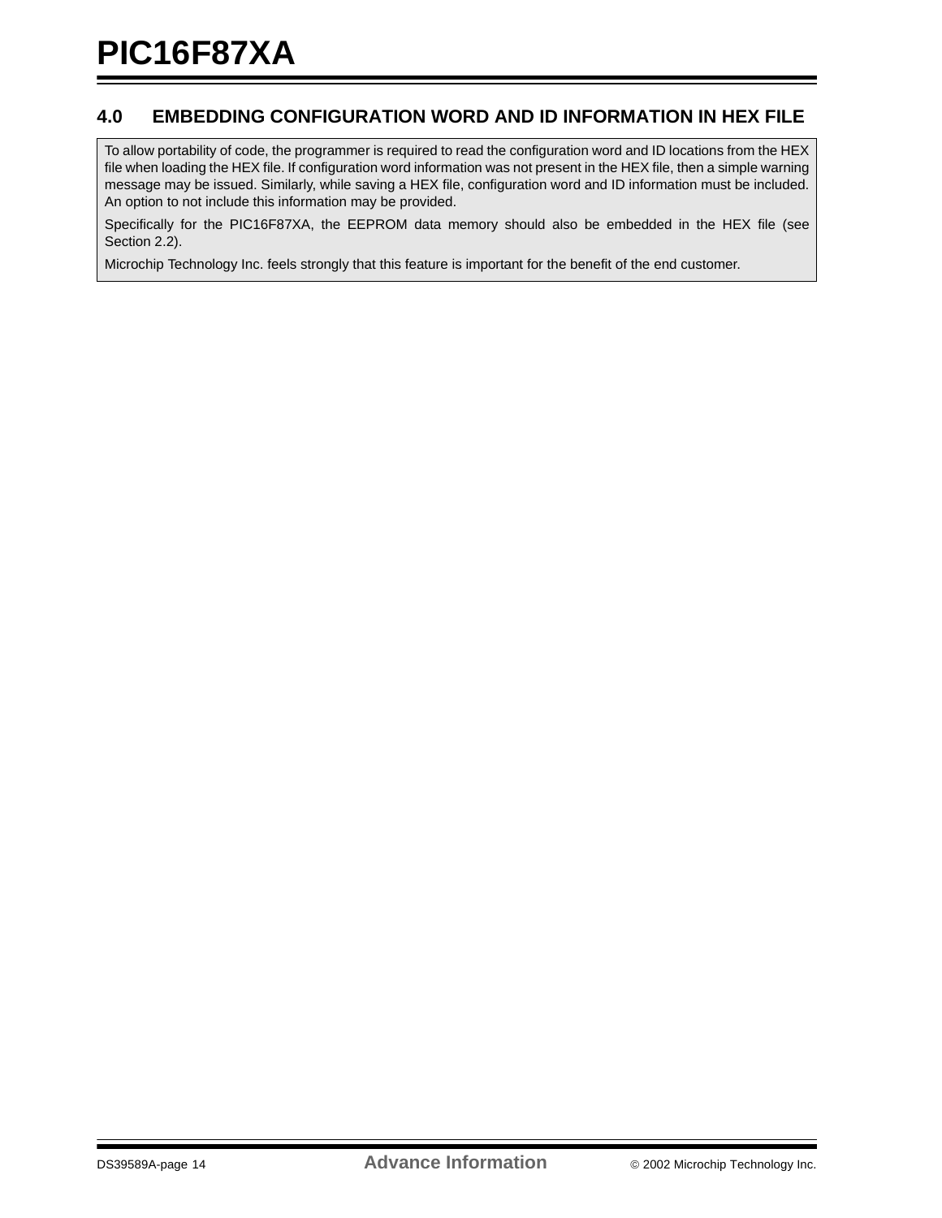## 4.0 EMBEDDING CONFIGURATION WORD AND ID INFORMATION IN HEX FILE

To allow portability of code, the programmer is required to read the configuration word and ID locations from the HEX file when loading the HEX file. If configuration word information was not present in the HEX file, then a simple warning message may be issued. Similarly, while saving a HEX file, configuration word and ID information must be included. An option to not include this information may be provided.

Specifically for the PIC16F87XA, the EEPROM data memory should also be embedded in the HEX file (see Section 2.2).

Microchip Technology Inc. feels strongly that this feature is important for the benefit of the end customer.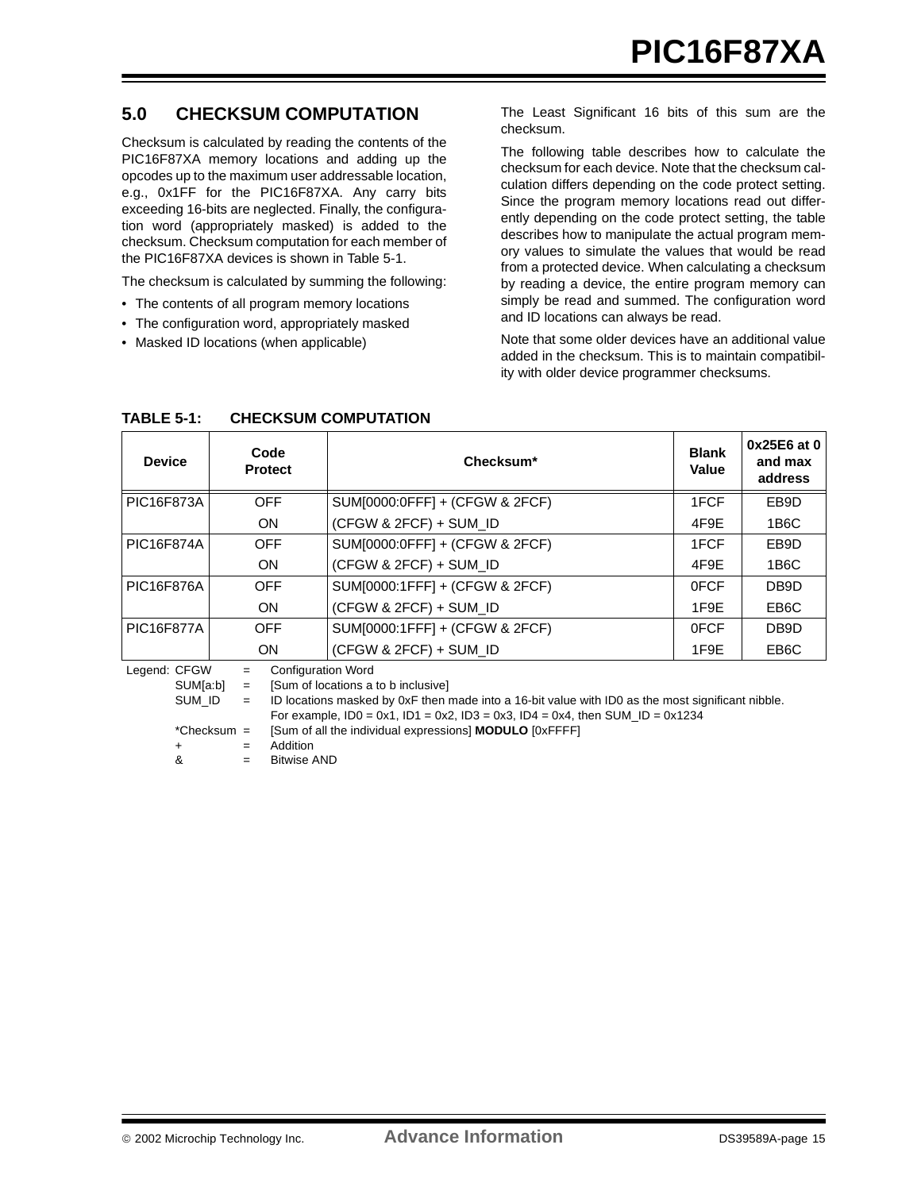## 5.0 CHECKSUM COMPUTATION

Checksum is calculated by reading the contents of the PIC16F87XA memory locations and adding up the opcodes up to the maximum user addressable location, e.g., 0x1FF for the PIC16F87XA. Any carry bits exceeding 16-bits are neglected. Finally, the configuration word (appropriately masked) is added to the checksum. Checksum computation for each member of the PIC16F87XA devices is shown in Table 5-1.

The checksum is calculated by summing the following:

- The contents of all program memory locations
- The configuration word, appropriately masked
- Masked ID locations (when applicable)

The Least Significant 16 bits of this sum are the checksum.

The following table describes how to calculate the checksum for each device. Note that the checksum calculation differs depending on the code protect setting. Since the program memory locations read out differently depending on the code protect setting, the table describes how to manipulate the actual program memory values to simulate the values that would be read from a protected device. When calculating a checksum by reading a device, the entire program memory can simply be read and summed. The configuration word and ID locations can always be read.

Note that some older devices have an additional value added in the checksum. This is to maintain compatibility with older device programmer checksums.

**TABLE 5-1: CHECKSUM COMPUTATION**

| Device | Code Protect | Checksum* | Blank Value | 0x25E6 at 0 and max address |
|---|---|---|---|---|
| PIC16F873A | OFF | SUM[0000:0FFF] + (CFGW & 2FCF) | 1FCF | EB9D |
| | ON | (CFGW & 2FCF) + SUM_ID | 4F9E | 1B6C |
| PIC16F874A | OFF | SUM[0000:0FFF] + (CFGW & 2FCF) | 1FCF | EB9D |
| | ON | (CFGW & 2FCF) + SUM_ID | 4F9E | 1B6C |
| PIC16F876A | OFF | SUM[0000:1FFF] + (CFGW & 2FCF) | 0FCF | DB9D |
| | ON | (CFGW & 2FCF) + SUM_ID | 1F9E | EB6C |
| PIC16F877A | OFF | SUM[0000:1FFF] + (CFGW & 2FCF) | 0FCF | DB9D |
| | ON | (CFGW & 2FCF) + SUM_ID | 1F9E | EB6C |

Legend:
- CFGW = Configuration Word
- SUM[a:b] = [Sum of locations a to b inclusive]
- SUM_ID = ID locations masked by 0xF then made into a 16-bit value with ID0 as the most significant nibble.
  For example, ID0 = 0x1, ID1 = 0x2, ID3 = 0x3, ID4 = 0x4, then SUM_ID = 0x1234
- *Checksum = [Sum of all the individual expressions] **MODULO** [0xFFFF]
- + = Addition
- & = Bitwise AND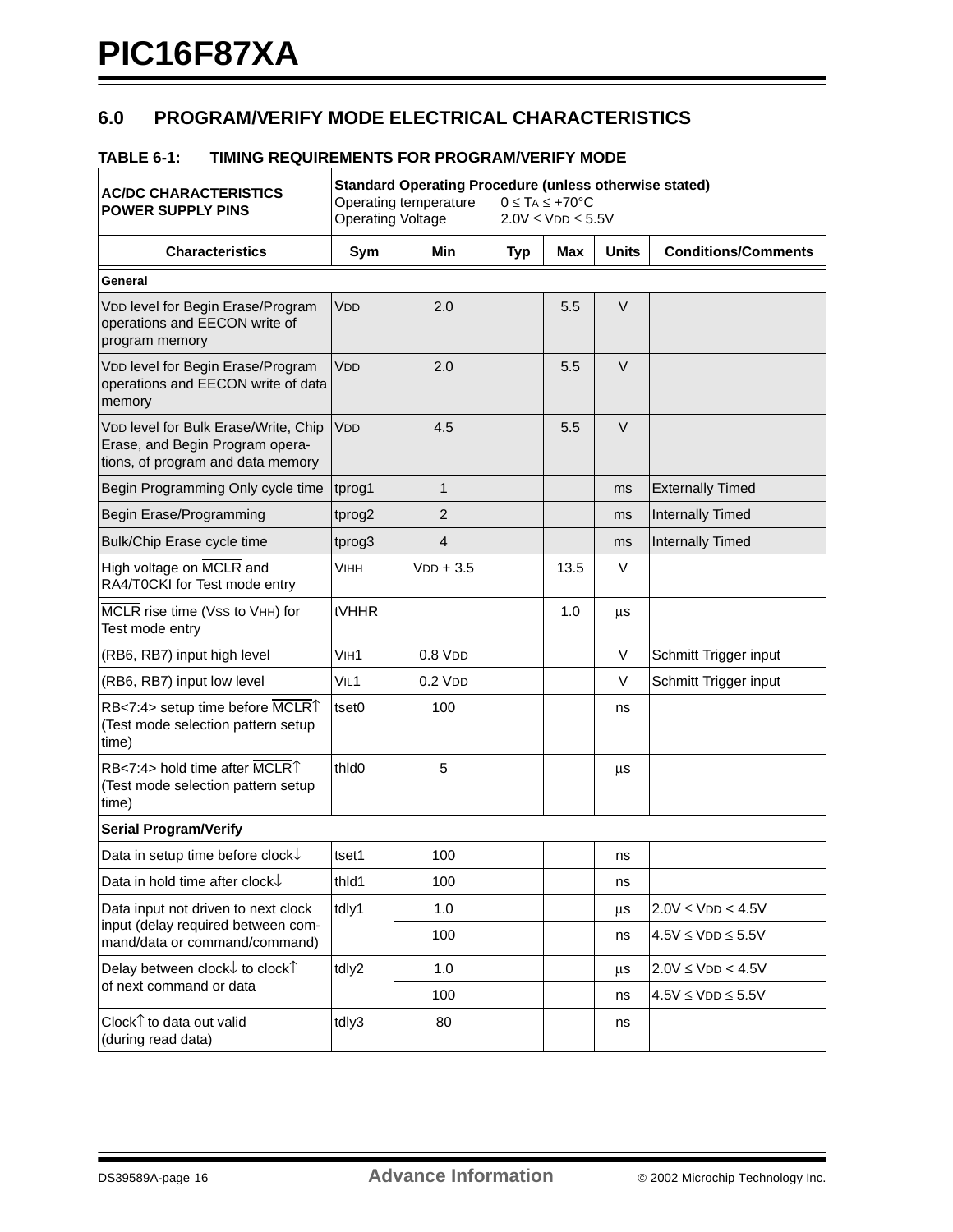## 6.0 PROGRAM/VERIFY MODE ELECTRICAL CHARACTERISTICS

**TABLE 6-1: TIMING REQUIREMENTS FOR PROGRAM/VERIFY MODE**

| **AC/DC CHARACTERISTICS POWER SUPPLY PINS** | **Standard Operating Procedure (unless otherwise stated)** Operating temperature $0 \leq T_A \leq +70°C$ Operating Voltage $2.0V \leq V_{DD} \leq 5.5V$ | | | | | |
|---|---|---|---|---|---|---|
| **Characteristics** | **Sym** | **Min** | **Typ** | **Max** | **Units** | **Conditions/Comments** |
| **General** | | | | | | |
| $V_{DD}$ level for Begin Erase/Program operations and EECON write of program memory | $V_{DD}$ | 2.0 | | 5.5 | V | |
| $V_{DD}$ level for Begin Erase/Program operations and EECON write of data memory | $V_{DD}$ | 2.0 | | 5.5 | V | |
| $V_{DD}$ level for Bulk Erase/Write, Chip Erase, and Begin Program operations, of program and data memory | $V_{DD}$ | 4.5 | | 5.5 | V | |
| Begin Programming Only cycle time | tprog1 | 1 | | | ms | Externally Timed |
| Begin Erase/Programming | tprog2 | 2 | | | ms | Internally Timed |
| Bulk/Chip Erase cycle time | tprog3 | 4 | | | ms | Internally Timed |
| High voltage on $\overline{MCLR}$ and RA4/T0CKI for Test mode entry | $V_{IHH}$ | $V_{DD}$ + 3.5 | | 13.5 | V | |
| $\overline{MCLR}$ rise time ($V_{SS}$ to $V_{HH}$) for Test mode entry | tVHHR | | | 1.0 | μs | |
| (RB6, RB7) input high level | $V_{IH}1$ | 0.8 $V_{DD}$ | | | V | Schmitt Trigger input |
| (RB6, RB7) input low level | $V_{IL}1$ | 0.2 $V_{DD}$ | | | V | Schmitt Trigger input |
| RB<7:4> setup time before $\overline{MCLR}$↑ (Test mode selection pattern setup time) | tset0 | 100 | | | ns | |
| RB<7:4> hold time after $\overline{MCLR}$↑ (Test mode selection pattern setup time) | thld0 | 5 | | | μs | |
| **Serial Program/Verify** | | | | | | |
| Data in setup time before clock↓ | tset1 | 100 | | | ns | |
| Data in hold time after clock↓ | thld1 | 100 | | | ns | |
| Data input not driven to next clock input (delay required between command/data or command/command) | tdly1 | 1.0 | | | μs | $2.0V \leq V_{DD} < 4.5V$ |
| | | 100 | | | ns | $4.5V \leq V_{DD} \leq 5.5V$ |
| Delay between clock↓ to clock↑ of next command or data | tdly2 | 1.0 | | | μs | $2.0V \leq V_{DD} < 4.5V$ |
| | | 100 | | | ns | $4.5V \leq V_{DD} \leq 5.5V$ |
| Clock↑ to data out valid (during read data) | tdly3 | 80 | | | ns | |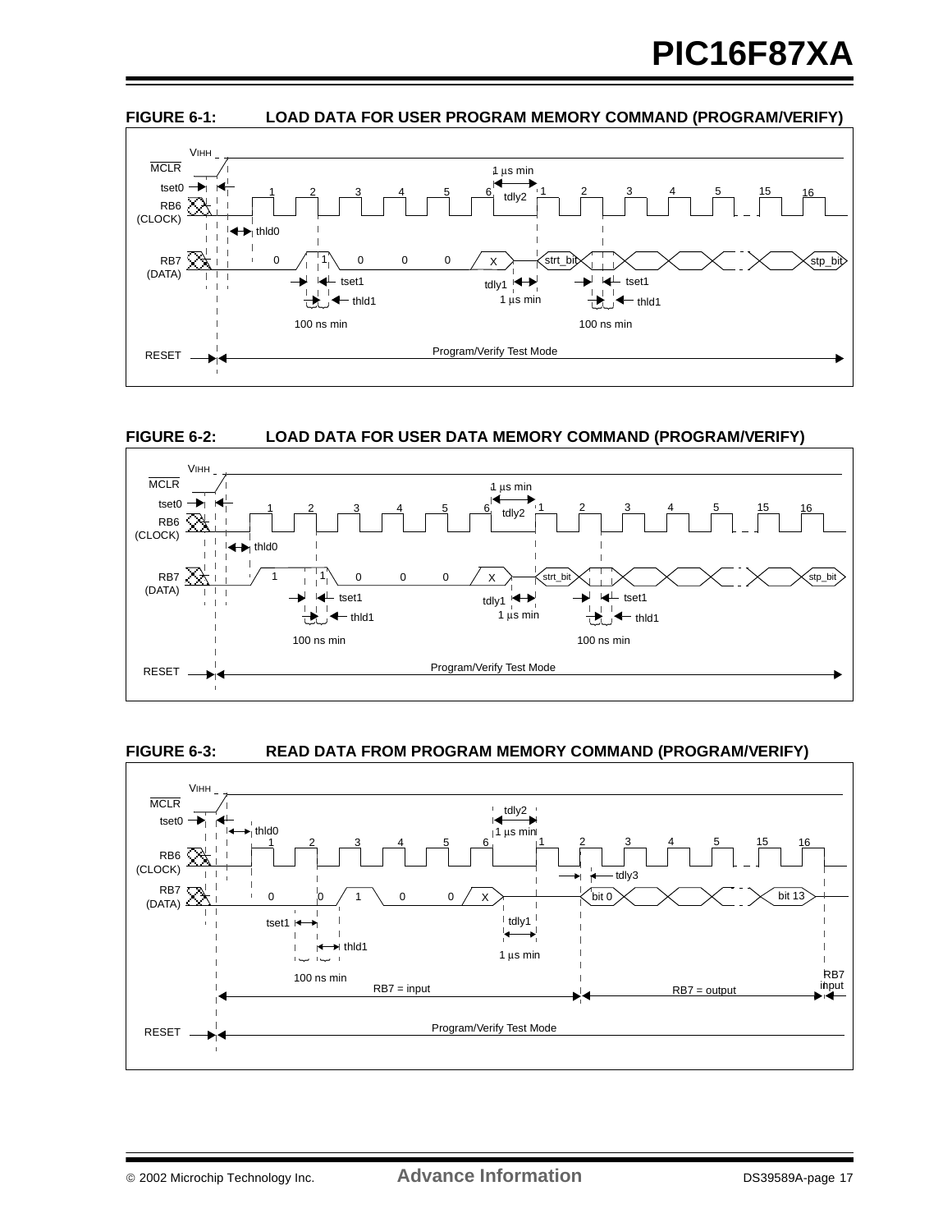**FIGURE 6-1: LOAD DATA FOR USER PROGRAM MEMORY COMMAND (PROGRAM/VERIFY)**

**FIGURE 6-2: LOAD DATA FOR USER DATA MEMORY COMMAND (PROGRAM/VERIFY)**

**FIGURE 6-3: READ DATA FROM PROGRAM MEMORY COMMAND (PROGRAM/VERIFY)**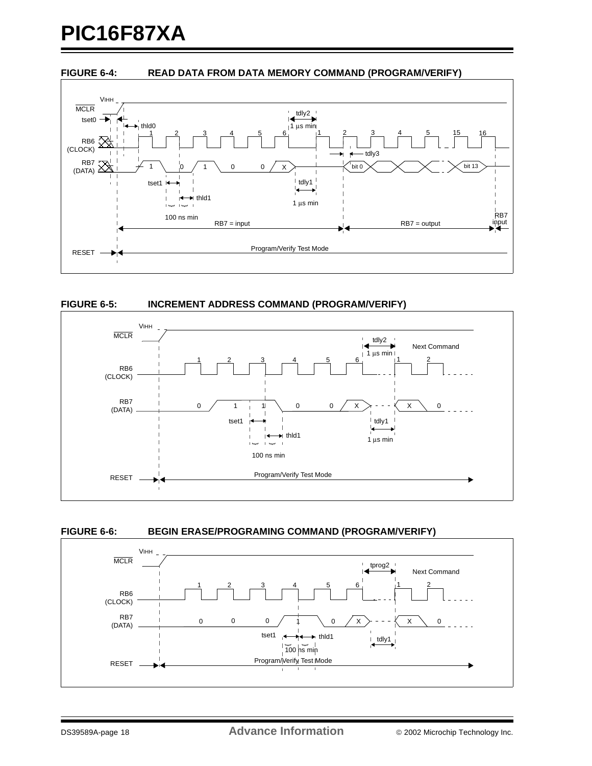**FIGURE 6-4: READ DATA FROM DATA MEMORY COMMAND (PROGRAM/VERIFY)**

**FIGURE 6-5: INCREMENT ADDRESS COMMAND (PROGRAM/VERIFY)**

**FIGURE 6-6: BEGIN ERASE/PROGRAMING COMMAND (PROGRAM/VERIFY)**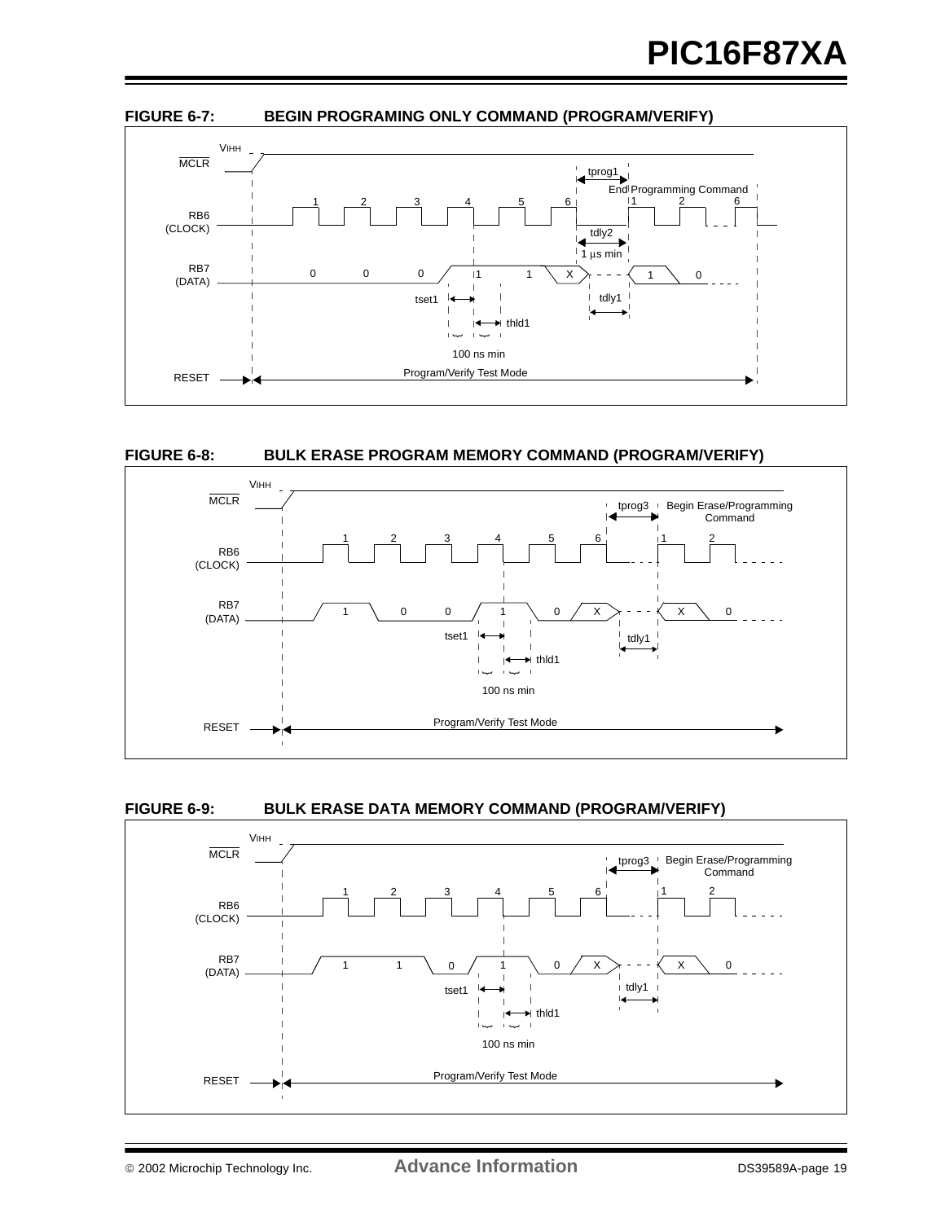**FIGURE 6-7: BEGIN PROGRAMING ONLY COMMAND (PROGRAM/VERIFY)**

VIHH
MCLR
tprog1
End Programming Command
1 2 3 4 5 6 1 2 6
RB6 (CLOCK)
tdly2
1 µs min
RB7 (DATA)
0 0 0 1 1 X 1 0
tset1
tdly1
thld1
100 ns min
RESET
Program/Verify Test Mode

**FIGURE 6-8: BULK ERASE PROGRAM MEMORY COMMAND (PROGRAM/VERIFY)**

VIHH
MCLR
tprog3
Begin Erase/Programming Command
1 2 3 4 5 6 1 2
RB6 (CLOCK)
RB7 (DATA)
1 0 0 1 0 X X 0
tset1
tdly1
thld1
100 ns min
RESET
Program/Verify Test Mode

**FIGURE 6-9: BULK ERASE DATA MEMORY COMMAND (PROGRAM/VERIFY)**

VIHH
MCLR
tprog3
Begin Erase/Programming Command
1 2 3 4 5 6 1 2
RB6 (CLOCK)
RB7 (DATA)
1 1 0 1 0 X X 0
tset1
tdly1
thld1
100 ns min
RESET
Program/Verify Test Mode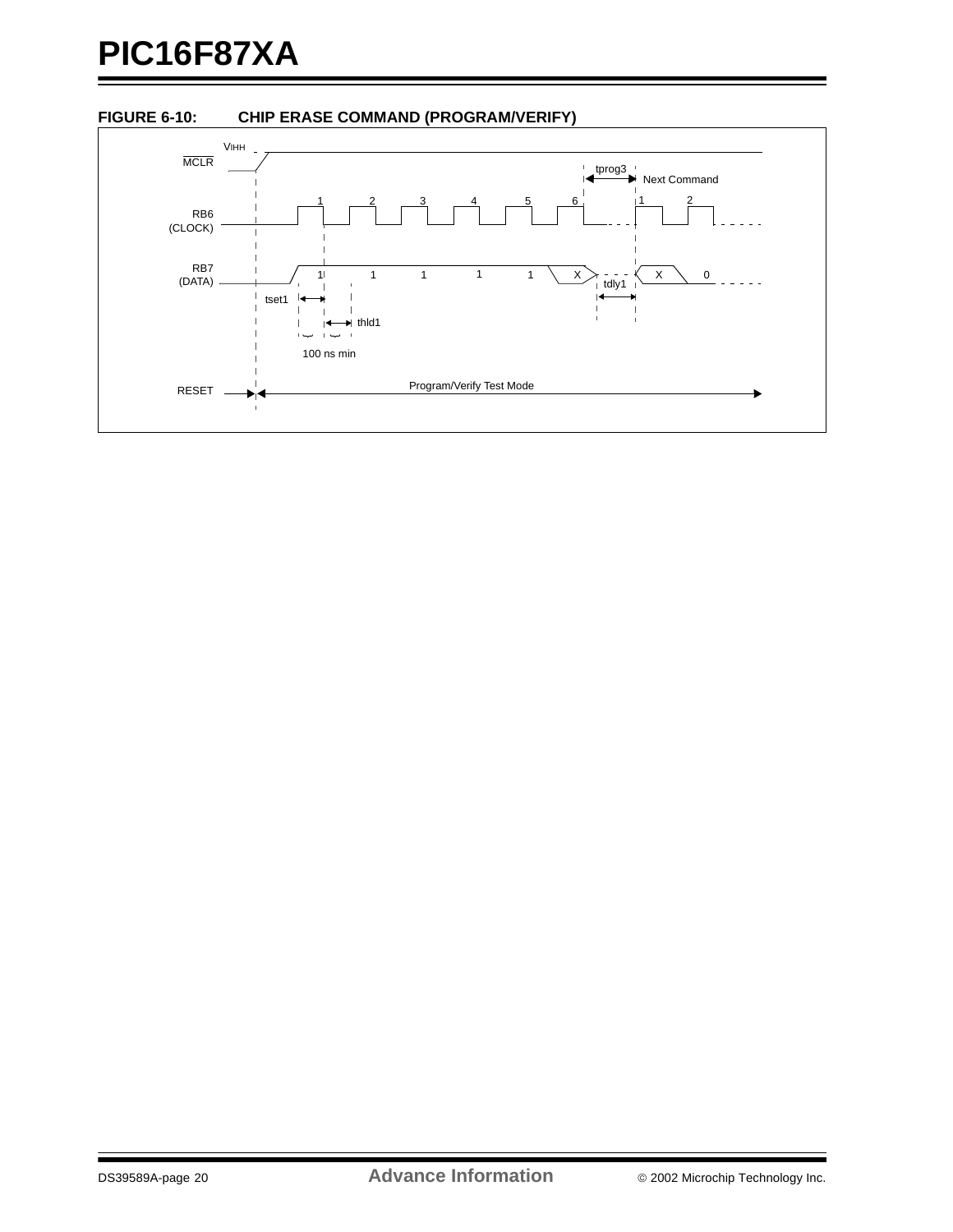**FIGURE 6-10: CHIP ERASE COMMAND (PROGRAM/VERIFY)**

VIHH

MCLR

tprog3

Next Command

RB6 (CLOCK)

1 2 3 4 5 6 1 2

RB7 (DATA)

1 1 1 1 1 X X 0

tdly1

tset1

thld1

100 ns min

RESET

Program/Verify Test Mode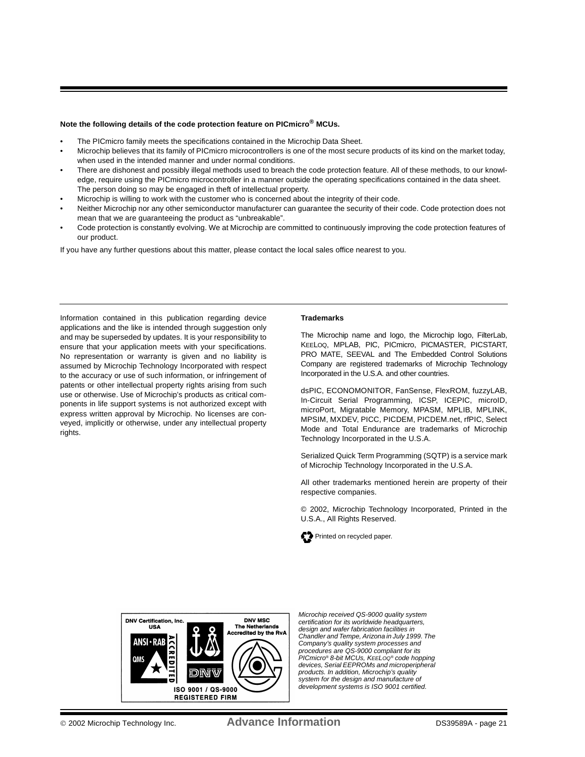**Note the following details of the code protection feature on PICmicro® MCUs.**

- The PICmicro family meets the specifications contained in the Microchip Data Sheet.
- Microchip believes that its family of PICmicro microcontrollers is one of the most secure products of its kind on the market today, when used in the intended manner and under normal conditions.
- There are dishonest and possibly illegal methods used to breach the code protection feature. All of these methods, to our knowledge, require using the PICmicro microcontroller in a manner outside the operating specifications contained in the data sheet. The person doing so may be engaged in theft of intellectual property.
- Microchip is willing to work with the customer who is concerned about the integrity of their code.
- Neither Microchip nor any other semiconductor manufacturer can guarantee the security of their code. Code protection does not mean that we are guaranteeing the product as “unbreakable”.
- Code protection is constantly evolving. We at Microchip are committed to continuously improving the code protection features of our product.

If you have any further questions about this matter, please contact the local sales office nearest to you.

Information contained in this publication regarding device applications and the like is intended through suggestion only and may be superseded by updates. It is your responsibility to ensure that your application meets with your specifications. No representation or warranty is given and no liability is assumed by Microchip Technology Incorporated with respect to the accuracy or use of such information, or infringement of patents or other intellectual property rights arising from such use or otherwise. Use of Microchip’s products as critical components in life support systems is not authorized except with express written approval by Microchip. No licenses are conveyed, implicitly or otherwise, under any intellectual property rights.

**Trademarks**

The Microchip name and logo, the Microchip logo, FilterLab, KEELOQ, MPLAB, PIC, PICmicro, PICMASTER, PICSTART, PRO MATE, SEEVAL and The Embedded Control Solutions Company are registered trademarks of Microchip Technology Incorporated in the U.S.A. and other countries.

dsPIC, ECONOMONITOR, FanSense, FlexROM, fuzzyLAB, In-Circuit Serial Programming, ICSP, ICEPIC, microID, microPort, Migratable Memory, MPASM, MPLIB, MPLINK, MPSIM, MXDEV, PICC, PICDEM, PICDEM.net, rfPIC, Select Mode and Total Endurance are trademarks of Microchip Technology Incorporated in the U.S.A.

Serialized Quick Term Programming (SQTP) is a service mark of Microchip Technology Incorporated in the U.S.A.

All other trademarks mentioned herein are property of their respective companies.

© 2002, Microchip Technology Incorporated, Printed in the U.S.A., All Rights Reserved.

Printed on recycled paper.

DNV Certification, Inc. USA

DNV MSC The Netherlands Accredited by the RvA

ANSI * RAB QMS ACCREDITED

DNV

ISO 9001 / QS-9000 REGISTERED FIRM

*Microchip received QS-9000 quality system certification for its worldwide headquarters, design and wafer fabrication facilities in Chandler and Tempe, Arizona in July 1999. The Company’s quality system processes and procedures are QS-9000 compliant for its PICmicro® 8-bit MCUs, KEELOQ® code hopping devices, Serial EEPROMs and microperipheral products. In addition, Microchip’s quality system for the design and manufacture of development systems is ISO 9001 certified.*

Advance Information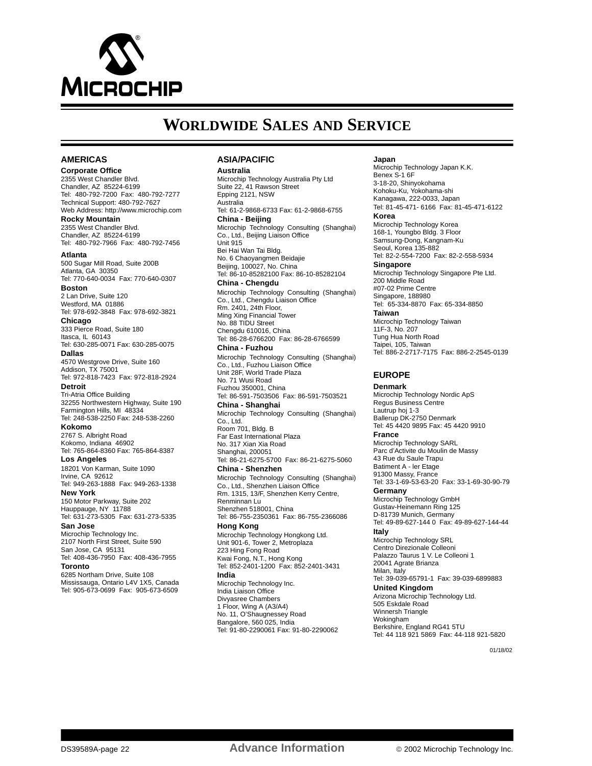# WORLDWIDE SALES AND SERVICE

## AMERICAS

**Corporate Office**
2355 West Chandler Blvd.
Chandler, AZ 85224-6199
Tel: 480-792-7200 Fax: 480-792-7277
Technical Support: 480-792-7627
Web Address: http://www.microchip.com

**Rocky Mountain**
2355 West Chandler Blvd.
Chandler, AZ 85224-6199
Tel: 480-792-7966 Fax: 480-792-7456

**Atlanta**
500 Sugar Mill Road, Suite 200B
Atlanta, GA 30350
Tel: 770-640-0034 Fax: 770-640-0307

**Boston**
2 Lan Drive, Suite 120
Westford, MA 01886
Tel: 978-692-3848 Fax: 978-692-3821

**Chicago**
333 Pierce Road, Suite 180
Itasca, IL 60143
Tel: 630-285-0071 Fax: 630-285-0075

**Dallas**
4570 Westgrove Drive, Suite 160
Addison, TX 75001
Tel: 972-818-7423 Fax: 972-818-2924

**Detroit**
Tri-Atria Office Building
32255 Northwestern Highway, Suite 190
Farmington Hills, MI 48334
Tel: 248-538-2250 Fax: 248-538-2260

**Kokomo**
2767 S. Albright Road
Kokomo, Indiana 46902
Tel: 765-864-8360 Fax: 765-864-8387

**Los Angeles**
18201 Von Karman, Suite 1090
Irvine, CA 92612
Tel: 949-263-1888 Fax: 949-263-1338

**New York**
150 Motor Parkway, Suite 202
Hauppauge, NY 11788
Tel: 631-273-5305 Fax: 631-273-5335

**San Jose**
Microchip Technology Inc.
2107 North First Street, Suite 590
San Jose, CA 95131
Tel: 408-436-7950 Fax: 408-436-7955

**Toronto**
6285 Northam Drive, Suite 108
Mississauga, Ontario L4V 1X5, Canada
Tel: 905-673-0699 Fax: 905-673-6509

## ASIA/PACIFIC

**Australia**
Microchip Technology Australia Pty Ltd
Suite 22, 41 Rawson Street
Epping 2121, NSW
Australia
Tel: 61-2-9868-6733 Fax: 61-2-9868-6755

**China - Beijing**
Microchip Technology Consulting (Shanghai) Co., Ltd., Beijing Liaison Office
Unit 915
Bei Hai Wan Tai Bldg.
No. 6 Chaoyangmen Beidajie
Beijing, 100027, No. China
Tel: 86-10-85282100 Fax: 86-10-85282104

**China - Chengdu**
Microchip Technology Consulting (Shanghai) Co., Ltd., Chengdu Liaison Office
Rm. 2401, 24th Floor,
Ming Xing Financial Tower
No. 88 TIDU Street
Chengdu 610016, China
Tel: 86-28-6766200 Fax: 86-28-6766599

**China - Fuzhou**
Microchip Technology Consulting (Shanghai) Co., Ltd., Fuzhou Liaison Office
Unit 28F, World Trade Plaza
No. 71 Wusi Road
Fuzhou 350001, China
Tel: 86-591-7503506 Fax: 86-591-7503521

**China - Shanghai**
Microchip Technology Consulting (Shanghai) Co., Ltd.
Room 701, Bldg. B
Far East International Plaza
No. 317 Xian Xia Road
Shanghai, 200051
Tel: 86-21-6275-5700 Fax: 86-21-6275-5060

**China - Shenzhen**
Microchip Technology Consulting (Shanghai) Co., Ltd., Shenzhen Liaison Office
Rm. 1315, 13/F, Shenzhen Kerry Centre,
Renminnan Lu
Shenzhen 518001, China
Tel: 86-755-2350361 Fax: 86-755-2366086

**Hong Kong**
Microchip Technology Hongkong Ltd.
Unit 901-6, Tower 2, Metroplaza
223 Hing Fong Road
Kwai Fong, N.T., Hong Kong
Tel: 852-2401-1200 Fax: 852-2401-3431

**India**
Microchip Technology Inc.
India Liaison Office
Divyasree Chambers
1 Floor, Wing A (A3/A4)
No. 11, O'Shaugnessey Road
Bangalore, 560 025, India
Tel: 91-80-2290061 Fax: 91-80-2290062

**Japan**
Microchip Technology Japan K.K.
Benex S-1 6F
3-18-20, Shinyokohama
Kohoku-Ku, Yokohama-shi
Kanagawa, 222-0033, Japan
Tel: 81-45-471- 6166 Fax: 81-45-471-6122

**Korea**
Microchip Technology Korea
168-1, Youngbo Bldg. 3 Floor
Samsung-Dong, Kangnam-Ku
Seoul, Korea 135-882
Tel: 82-2-554-7200 Fax: 82-2-558-5934

**Singapore**
Microchip Technology Singapore Pte Ltd.
200 Middle Road
#07-02 Prime Centre
Singapore, 188980
Tel: 65-334-8870 Fax: 65-334-8850

**Taiwan**
Microchip Technology Taiwan
11F-3, No. 207
Tung Hua North Road
Taipei, 105, Taiwan
Tel: 886-2-2717-7175 Fax: 886-2-2545-0139

## EUROPE

**Denmark**
Microchip Technology Nordic ApS
Regus Business Centre
Lautrup hoj 1-3
Ballerup DK-2750 Denmark
Tel: 45 4420 9895 Fax: 45 4420 9910

**France**
Microchip Technology SARL
Parc d'Activite du Moulin de Massy
43 Rue du Saule Trapu
Batiment A - ler Etage
91300 Massy, France
Tel: 33-1-69-53-63-20 Fax: 33-1-69-30-90-79

**Germany**
Microchip Technology GmbH
Gustav-Heinemann Ring 125
D-81739 Munich, Germany
Tel: 49-89-627-144 0 Fax: 49-89-627-144-44

**Italy**
Microchip Technology SRL
Centro Direzionale Colleoni
Palazzo Taurus 1 V. Le Colleoni 1
20041 Agrate Brianza
Milan, Italy
Tel: 39-039-65791-1 Fax: 39-039-6899883

**United Kingdom**
Arizona Microchip Technology Ltd.
505 Eskdale Road
Winnersh Triangle
Wokingham
Berkshire, England RG41 5TU
Tel: 44 118 921 5869 Fax: 44-118 921-5820

01/18/02